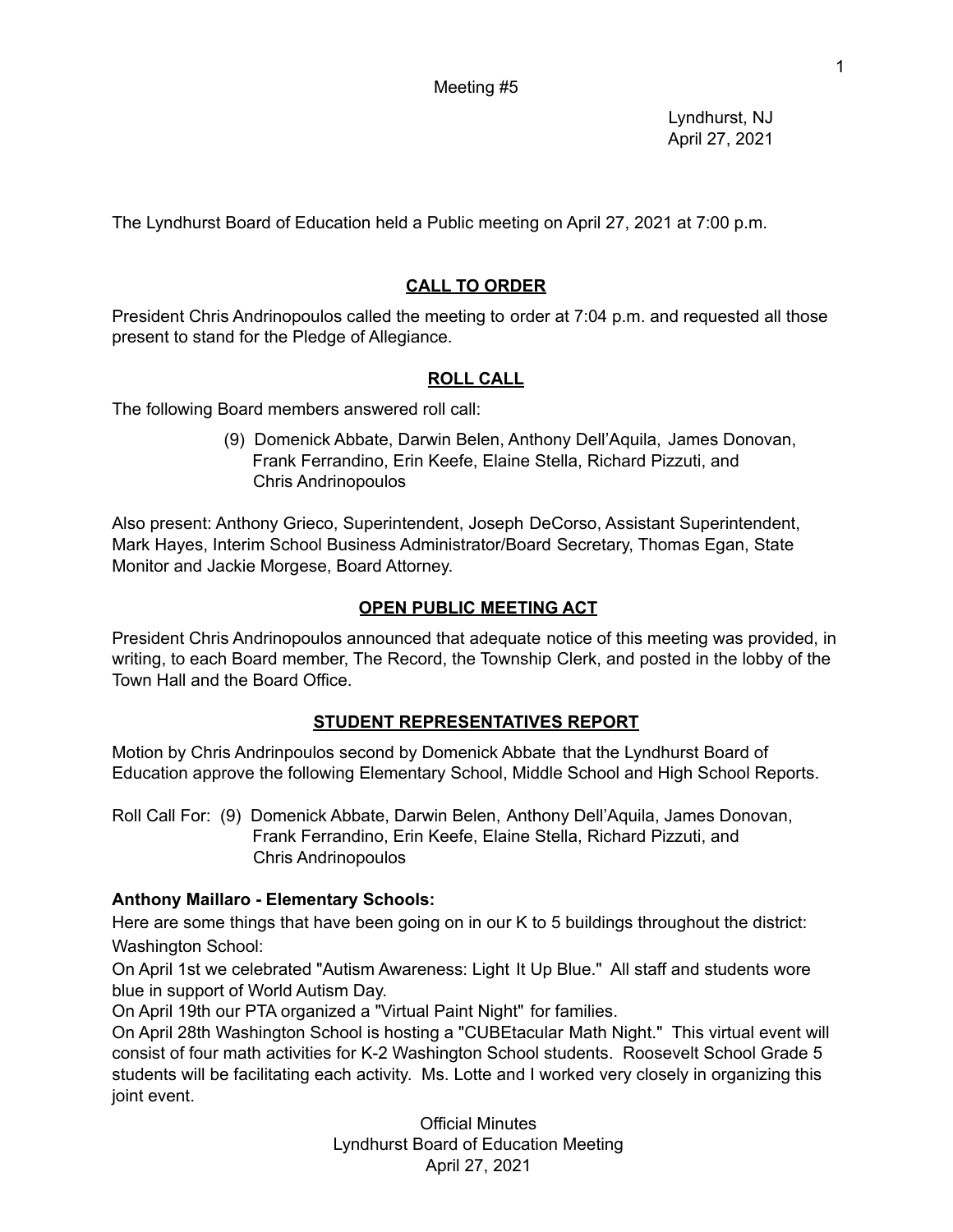Meeting #5

Lyndhurst, NJ
April 27, 2021

The Lyndhurst Board of Education held a Public meeting on April 27, 2021 at 7:00 p.m.

## CALL TO ORDER

President Chris Andrinopoulos called the meeting to order at 7:04 p.m. and requested all those present to stand for the Pledge of Allegiance.

## ROLL CALL

The following Board members answered roll call:

(9) Domenick Abbate, Darwin Belen, Anthony Dell'Aquila, James Donovan, Frank Ferrandino, Erin Keefe, Elaine Stella, Richard Pizzuti, and Chris Andrinopoulos

Also present: Anthony Grieco, Superintendent, Joseph DeCorso, Assistant Superintendent, Mark Hayes, Interim School Business Administrator/Board Secretary, Thomas Egan, State Monitor and Jackie Morgese, Board Attorney.

## OPEN PUBLIC MEETING ACT

President Chris Andrinopoulos announced that adequate notice of this meeting was provided, in writing, to each Board member, The Record, the Township Clerk, and posted in the lobby of the Town Hall and the Board Office.

## STUDENT REPRESENTATIVES REPORT

Motion by Chris Andrinpoulos second by Domenick Abbate that the Lyndhurst Board of Education approve the following Elementary School, Middle School and High School Reports.

Roll Call For: (9) Domenick Abbate, Darwin Belen, Anthony Dell'Aquila, James Donovan, Frank Ferrandino, Erin Keefe, Elaine Stella, Richard Pizzuti, and Chris Andrinopoulos

**Anthony Maillaro - Elementary Schools:**

Here are some things that have been going on in our K to 5 buildings throughout the district:

Washington School:

On April 1st we celebrated "Autism Awareness: Light It Up Blue." All staff and students wore blue in support of World Autism Day.

On April 19th our PTA organized a "Virtual Paint Night" for families.

On April 28th Washington School is hosting a "CUBEtacular Math Night." This virtual event will consist of four math activities for K-2 Washington School students. Roosevelt School Grade 5 students will be facilitating each activity. Ms. Lotte and I worked very closely in organizing this joint event.

Official Minutes
Lyndhurst Board of Education Meeting
April 27, 2021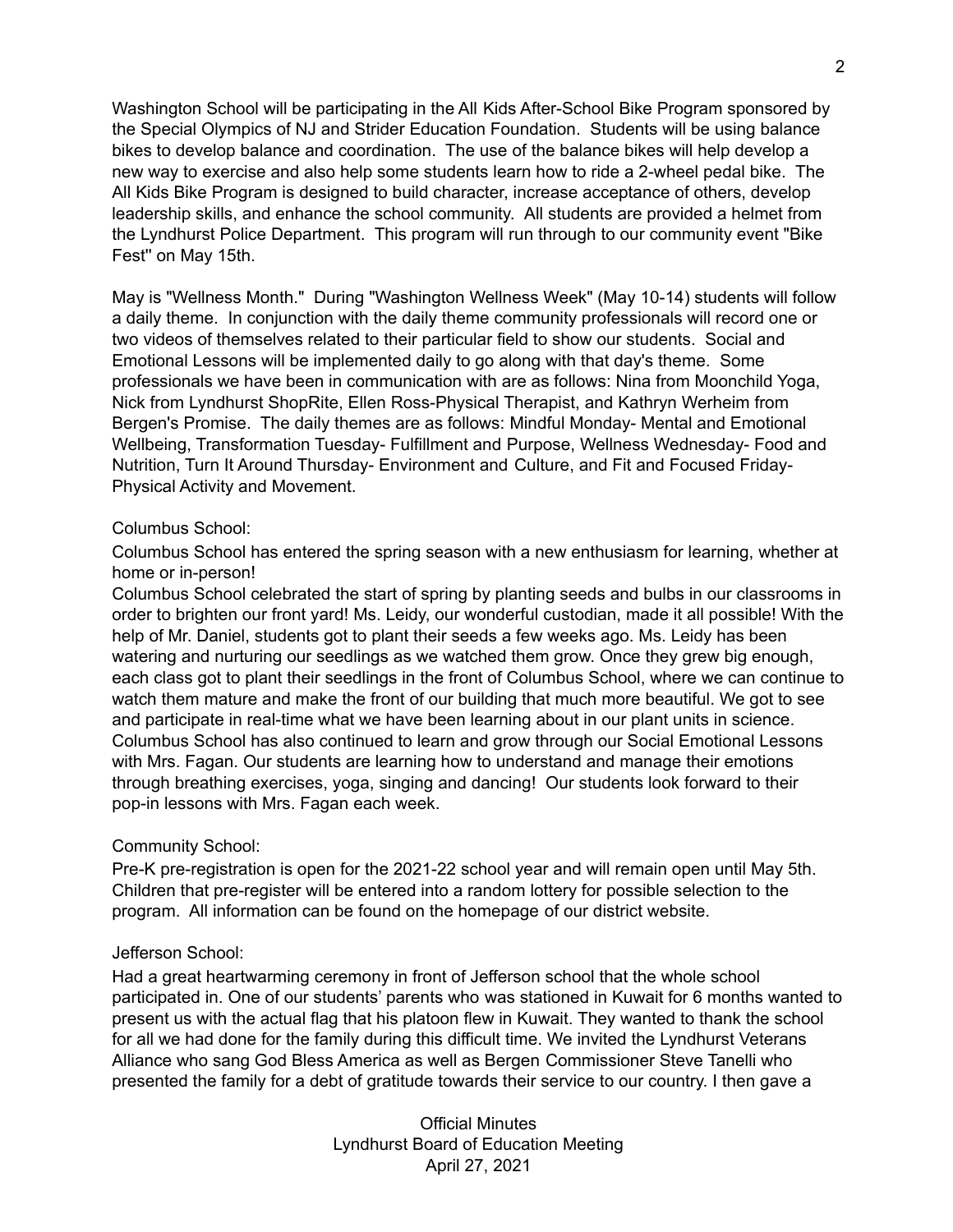Washington School will be participating in the All Kids After-School Bike Program sponsored by the Special Olympics of NJ and Strider Education Foundation. Students will be using balance bikes to develop balance and coordination. The use of the balance bikes will help develop a new way to exercise and also help some students learn how to ride a 2-wheel pedal bike. The All Kids Bike Program is designed to build character, increase acceptance of others, develop leadership skills, and enhance the school community. All students are provided a helmet from the Lyndhurst Police Department. This program will run through to our community event "Bike Fest" on May 15th.

May is "Wellness Month." During "Washington Wellness Week" (May 10-14) students will follow a daily theme. In conjunction with the daily theme community professionals will record one or two videos of themselves related to their particular field to show our students. Social and Emotional Lessons will be implemented daily to go along with that day's theme. Some professionals we have been in communication with are as follows: Nina from Moonchild Yoga, Nick from Lyndhurst ShopRite, Ellen Ross-Physical Therapist, and Kathryn Werheim from Bergen's Promise. The daily themes are as follows: Mindful Monday- Mental and Emotional Wellbeing, Transformation Tuesday- Fulfillment and Purpose, Wellness Wednesday- Food and Nutrition, Turn It Around Thursday- Environment and Culture, and Fit and Focused Friday- Physical Activity and Movement.

Columbus School:

Columbus School has entered the spring season with a new enthusiasm for learning, whether at home or in-person!

Columbus School celebrated the start of spring by planting seeds and bulbs in our classrooms in order to brighten our front yard! Ms. Leidy, our wonderful custodian, made it all possible! With the help of Mr. Daniel, students got to plant their seeds a few weeks ago. Ms. Leidy has been watering and nurturing our seedlings as we watched them grow. Once they grew big enough, each class got to plant their seedlings in the front of Columbus School, where we can continue to watch them mature and make the front of our building that much more beautiful. We got to see and participate in real-time what we have been learning about in our plant units in science. Columbus School has also continued to learn and grow through our Social Emotional Lessons with Mrs. Fagan. Our students are learning how to understand and manage their emotions through breathing exercises, yoga, singing and dancing! Our students look forward to their pop-in lessons with Mrs. Fagan each week.

Community School:

Pre-K pre-registration is open for the 2021-22 school year and will remain open until May 5th. Children that pre-register will be entered into a random lottery for possible selection to the program. All information can be found on the homepage of our district website.

Jefferson School:

Had a great heartwarming ceremony in front of Jefferson school that the whole school participated in. One of our students' parents who was stationed in Kuwait for 6 months wanted to present us with the actual flag that his platoon flew in Kuwait. They wanted to thank the school for all we had done for the family during this difficult time. We invited the Lyndhurst Veterans Alliance who sang God Bless America as well as Bergen Commissioner Steve Tanelli who presented the family for a debt of gratitude towards their service to our country. I then gave a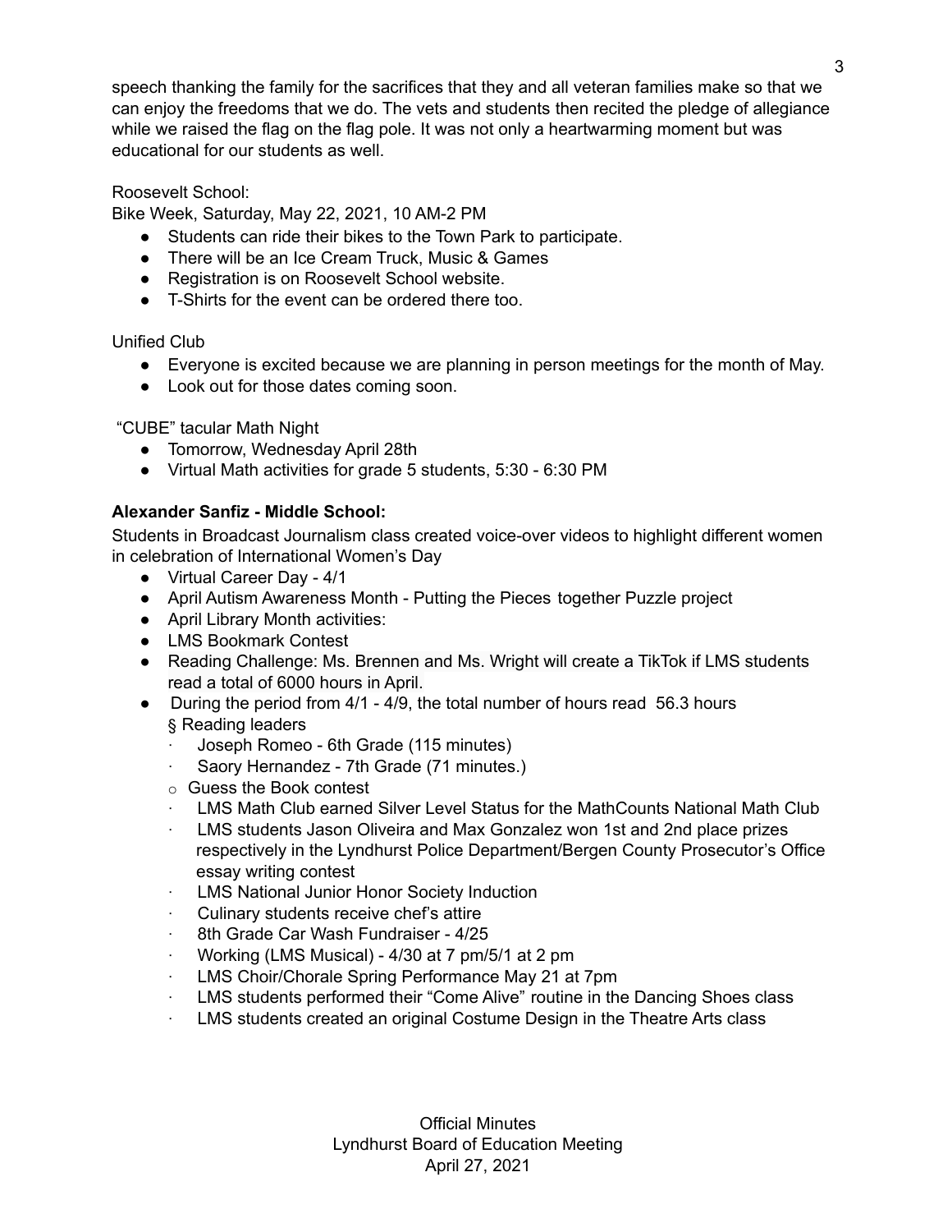speech thanking the family for the sacrifices that they and all veteran families make so that we can enjoy the freedoms that we do. The vets and students then recited the pledge of allegiance while we raised the flag on the flag pole. It was not only a heartwarming moment but was educational for our students as well.

Roosevelt School:
Bike Week, Saturday, May 22, 2021, 10 AM-2 PM

- Students can ride their bikes to the Town Park to participate.
- There will be an Ice Cream Truck, Music & Games
- Registration is on Roosevelt School website.
- T-Shirts for the event can be ordered there too.

Unified Club

- Everyone is excited because we are planning in person meetings for the month of May.
- Look out for those dates coming soon.

"CUBE" tacular Math Night

- Tomorrow, Wednesday April 28th
- Virtual Math activities for grade 5 students, 5:30 - 6:30 PM

**Alexander Sanfiz - Middle School:**

Students in Broadcast Journalism class created voice-over videos to highlight different women in celebration of International Women's Day

- Virtual Career Day - 4/1
- April Autism Awareness Month - Putting the Pieces together Puzzle project
- April Library Month activities:
- LMS Bookmark Contest
- Reading Challenge: Ms. Brennen and Ms. Wright will create a TikTok if LMS students read a total of 6000 hours in April.
- During the period from 4/1 - 4/9, the total number of hours read 56.3 hours
  - § Reading leaders
    - · Joseph Romeo - 6th Grade (115 minutes)
    - · Saory Hernandez - 7th Grade (71 minutes.)
  - o Guess the Book contest
    - · LMS Math Club earned Silver Level Status for the MathCounts National Math Club
    - · LMS students Jason Oliveira and Max Gonzalez won 1st and 2nd place prizes respectively in the Lyndhurst Police Department/Bergen County Prosecutor's Office essay writing contest
    - · LMS National Junior Honor Society Induction
    - · Culinary students receive chef's attire
    - · 8th Grade Car Wash Fundraiser - 4/25
    - · Working (LMS Musical) - 4/30 at 7 pm/5/1 at 2 pm
    - · LMS Choir/Chorale Spring Performance May 21 at 7pm
    - · LMS students performed their "Come Alive" routine in the Dancing Shoes class
    - · LMS students created an original Costume Design in the Theatre Arts class

Official Minutes
Lyndhurst Board of Education Meeting
April 27, 2021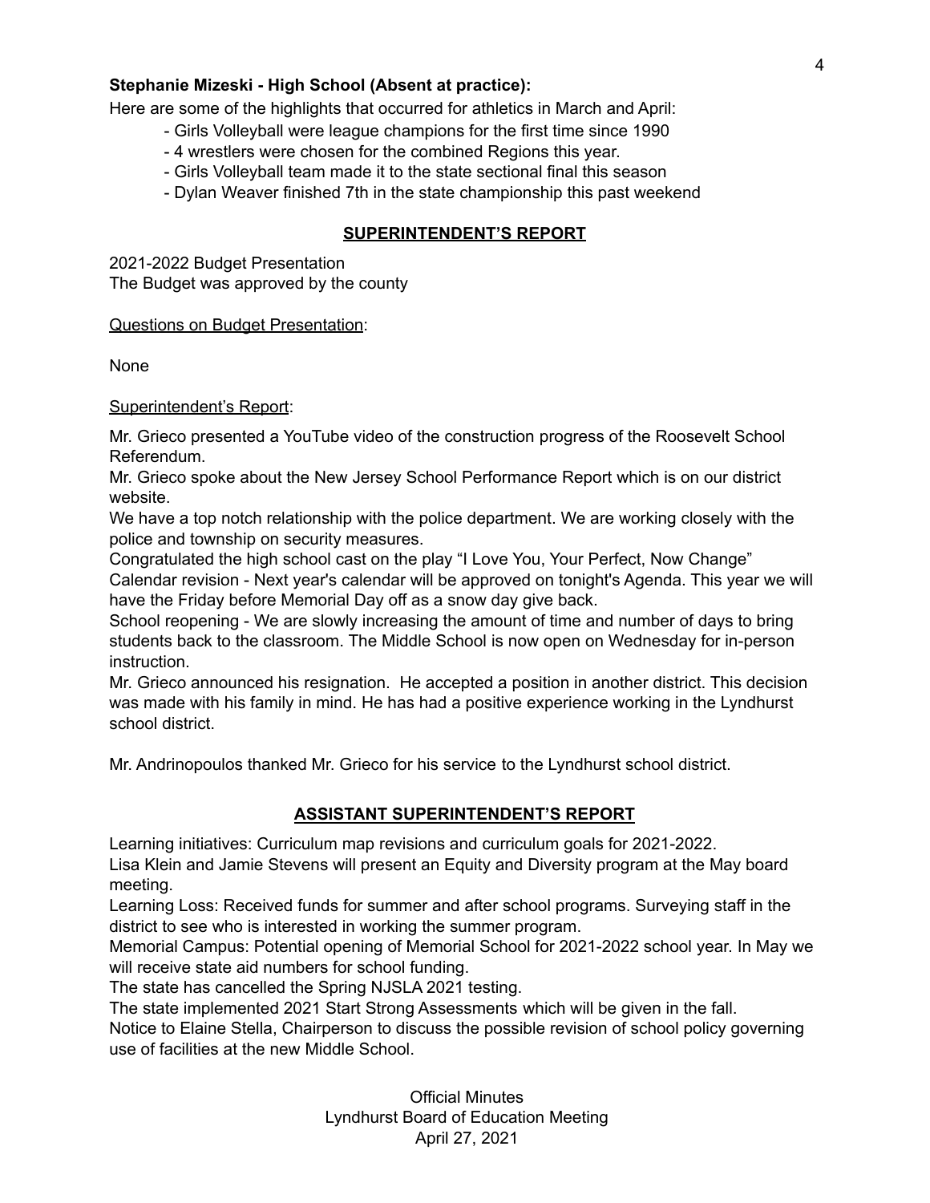**Stephanie Mizeski - High School (Absent at practice):**

Here are some of the highlights that occurred for athletics in March and April:

- Girls Volleyball were league champions for the first time since 1990
- 4 wrestlers were chosen for the combined Regions this year.
- Girls Volleyball team made it to the state sectional final this season
- Dylan Weaver finished 7th in the state championship this past weekend

## SUPERINTENDENT'S REPORT

2021-2022 Budget Presentation
The Budget was approved by the county

Questions on Budget Presentation:

None

Superintendent's Report:

Mr. Grieco presented a YouTube video of the construction progress of the Roosevelt School Referendum.
Mr. Grieco spoke about the New Jersey School Performance Report which is on our district website.
We have a top notch relationship with the police department. We are working closely with the police and township on security measures.
Congratulated the high school cast on the play "I Love You, Your Perfect, Now Change"
Calendar revision - Next year's calendar will be approved on tonight's Agenda. This year we will have the Friday before Memorial Day off as a snow day give back.
School reopening - We are slowly increasing the amount of time and number of days to bring students back to the classroom. The Middle School is now open on Wednesday for in-person instruction.
Mr. Grieco announced his resignation. He accepted a position in another district. This decision was made with his family in mind. He has had a positive experience working in the Lyndhurst school district.

Mr. Andrinopoulos thanked Mr. Grieco for his service to the Lyndhurst school district.

## ASSISTANT SUPERINTENDENT'S REPORT

Learning initiatives: Curriculum map revisions and curriculum goals for 2021-2022.
Lisa Klein and Jamie Stevens will present an Equity and Diversity program at the May board meeting.
Learning Loss: Received funds for summer and after school programs. Surveying staff in the district to see who is interested in working the summer program.
Memorial Campus: Potential opening of Memorial School for 2021-2022 school year. In May we will receive state aid numbers for school funding.
The state has cancelled the Spring NJSLA 2021 testing.
The state implemented 2021 Start Strong Assessments which will be given in the fall.
Notice to Elaine Stella, Chairperson to discuss the possible revision of school policy governing use of facilities at the new Middle School.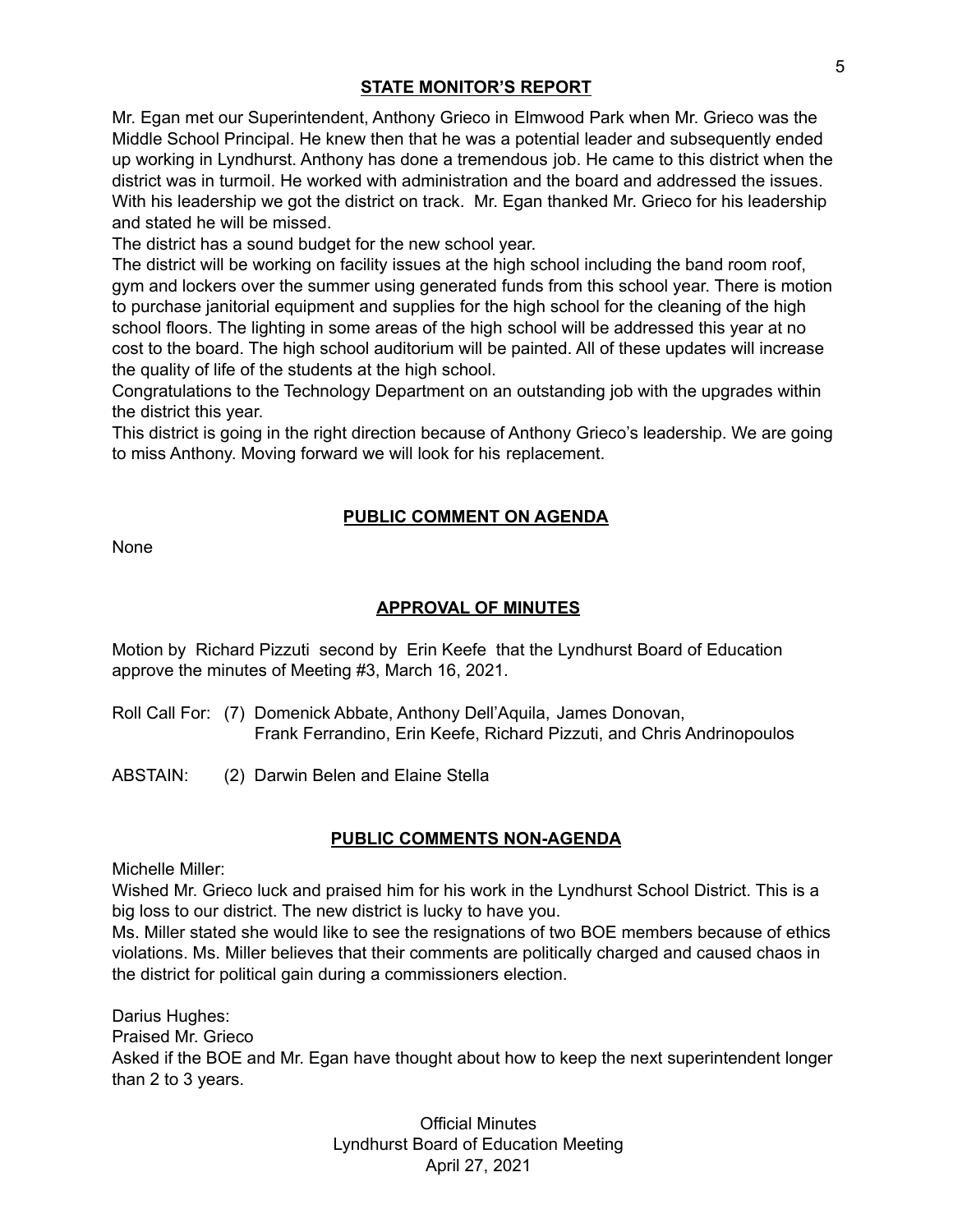## STATE MONITOR'S REPORT

Mr. Egan met our Superintendent, Anthony Grieco in Elmwood Park when Mr. Grieco was the Middle School Principal. He knew then that he was a potential leader and subsequently ended up working in Lyndhurst. Anthony has done a tremendous job. He came to this district when the district was in turmoil. He worked with administration and the board and addressed the issues. With his leadership we got the district on track. Mr. Egan thanked Mr. Grieco for his leadership and stated he will be missed.

The district has a sound budget for the new school year.

The district will be working on facility issues at the high school including the band room roof, gym and lockers over the summer using generated funds from this school year. There is motion to purchase janitorial equipment and supplies for the high school for the cleaning of the high school floors. The lighting in some areas of the high school will be addressed this year at no cost to the board. The high school auditorium will be painted. All of these updates will increase the quality of life of the students at the high school.

Congratulations to the Technology Department on an outstanding job with the upgrades within the district this year.

This district is going in the right direction because of Anthony Grieco's leadership. We are going to miss Anthony. Moving forward we will look for his replacement.

## PUBLIC COMMENT ON AGENDA

None

## APPROVAL OF MINUTES

Motion by Richard Pizzuti second by Erin Keefe that the Lyndhurst Board of Education approve the minutes of Meeting #3, March 16, 2021.

Roll Call For: (7) Domenick Abbate, Anthony Dell'Aquila, James Donovan, Frank Ferrandino, Erin Keefe, Richard Pizzuti, and Chris Andrinopoulos

ABSTAIN: (2) Darwin Belen and Elaine Stella

## PUBLIC COMMENTS NON-AGENDA

Michelle Miller:

Wished Mr. Grieco luck and praised him for his work in the Lyndhurst School District. This is a big loss to our district. The new district is lucky to have you.

Ms. Miller stated she would like to see the resignations of two BOE members because of ethics violations. Ms. Miller believes that their comments are politically charged and caused chaos in the district for political gain during a commissioners election.

Darius Hughes:

Praised Mr. Grieco

Asked if the BOE and Mr. Egan have thought about how to keep the next superintendent longer than 2 to 3 years.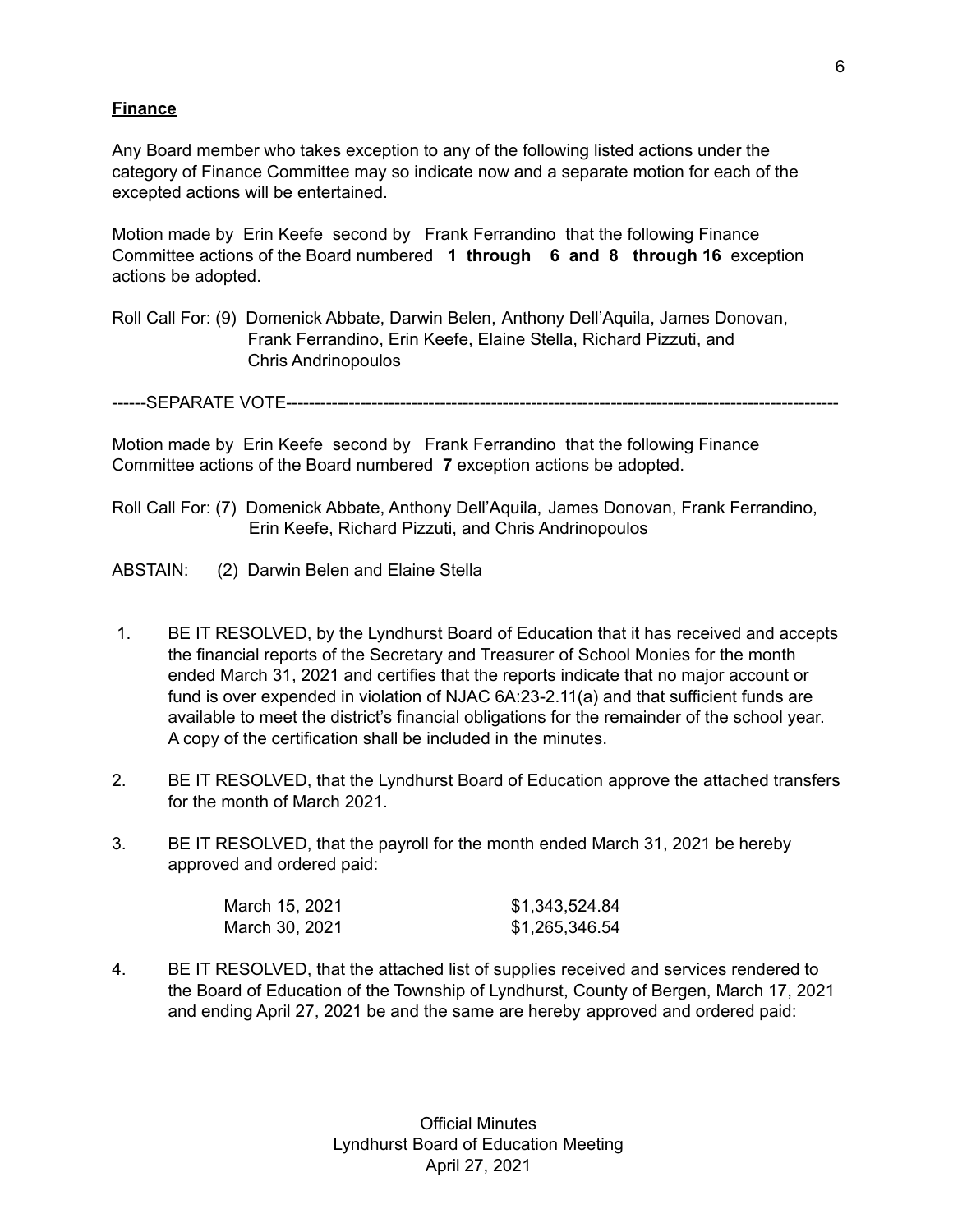**Finance**

Any Board member who takes exception to any of the following listed actions under the category of Finance Committee may so indicate now and a separate motion for each of the excepted actions will be entertained.

Motion made by Erin Keefe second by Frank Ferrandino that the following Finance Committee actions of the Board numbered **1 through 6 and 8 through 16** exception actions be adopted.

Roll Call For: (9) Domenick Abbate, Darwin Belen, Anthony Dell'Aquila, James Donovan, Frank Ferrandino, Erin Keefe, Elaine Stella, Richard Pizzuti, and Chris Andrinopoulos

------SEPARATE VOTE------------------------------------------------------------------------------------------------

Motion made by Erin Keefe second by Frank Ferrandino that the following Finance Committee actions of the Board numbered **7** exception actions be adopted.

Roll Call For: (7) Domenick Abbate, Anthony Dell'Aquila, James Donovan, Frank Ferrandino, Erin Keefe, Richard Pizzuti, and Chris Andrinopoulos

ABSTAIN: (2) Darwin Belen and Elaine Stella

1. BE IT RESOLVED, by the Lyndhurst Board of Education that it has received and accepts the financial reports of the Secretary and Treasurer of School Monies for the month ended March 31, 2021 and certifies that the reports indicate that no major account or fund is over expended in violation of NJAC 6A:23-2.11(a) and that sufficient funds are available to meet the district's financial obligations for the remainder of the school year. A copy of the certification shall be included in the minutes.

2. BE IT RESOLVED, that the Lyndhurst Board of Education approve the attached transfers for the month of March 2021.

3. BE IT RESOLVED, that the payroll for the month ended March 31, 2021 be hereby approved and ordered paid:

| | |
|---|---|
| March 15, 2021 | $1,343,524.84 |
| March 30, 2021 | $1,265,346.54 |

4. BE IT RESOLVED, that the attached list of supplies received and services rendered to the Board of Education of the Township of Lyndhurst, County of Bergen, March 17, 2021 and ending April 27, 2021 be and the same are hereby approved and ordered paid: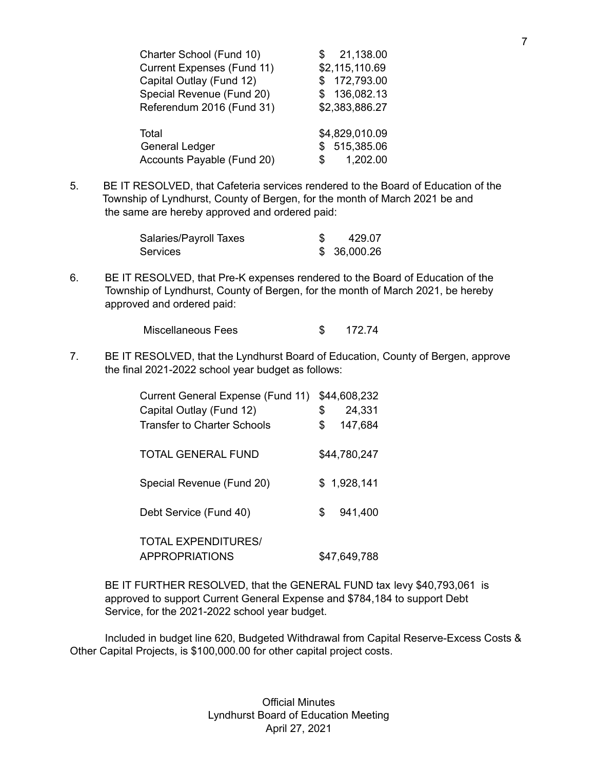| | |
|---|---|
| Charter School (Fund 10) | $ 21,138.00 |
| Current Expenses (Fund 11) | $2,115,110.69 |
| Capital Outlay (Fund 12) | $ 172,793.00 |
| Special Revenue (Fund 20) | $ 136,082.13 |
| Referendum 2016 (Fund 31) | $2,383,886.27 |
| | |
| Total | $4,829,010.09 |
| General Ledger | $ 515,385.06 |
| Accounts Payable (Fund 20) | $ 1,202.00 |

5. BE IT RESOLVED, that Cafeteria services rendered to the Board of Education of the Township of Lyndhurst, County of Bergen, for the month of March 2021 be and the same are hereby approved and ordered paid:

| | |
|---|---|
| Salaries/Payroll Taxes | $ 429.07 |
| Services | $ 36,000.26 |

6. BE IT RESOLVED, that Pre-K expenses rendered to the Board of Education of the Township of Lyndhurst, County of Bergen, for the month of March 2021, be hereby approved and ordered paid:

| | |
|---|---|
| Miscellaneous Fees | $ 172.74 |

7. BE IT RESOLVED, that the Lyndhurst Board of Education, County of Bergen, approve the final 2021-2022 school year budget as follows:

| | |
|---|---|
| Current General Expense (Fund 11) | $44,608,232 |
| Capital Outlay (Fund 12) | $ 24,331 |
| Transfer to Charter Schools | $ 147,684 |
| | |
| TOTAL GENERAL FUND | $44,780,247 |
| | |
| Special Revenue (Fund 20) | $ 1,928,141 |
| | |
| Debt Service (Fund 40) | $ 941,400 |
| | |
| TOTAL EXPENDITURES/ APPROPRIATIONS | $47,649,788 |

BE IT FURTHER RESOLVED, that the GENERAL FUND tax levy $40,793,061 is approved to support Current General Expense and $784,184 to support Debt Service, for the 2021-2022 school year budget.

Included in budget line 620, Budgeted Withdrawal from Capital Reserve-Excess Costs & Other Capital Projects, is $100,000.00 for other capital project costs.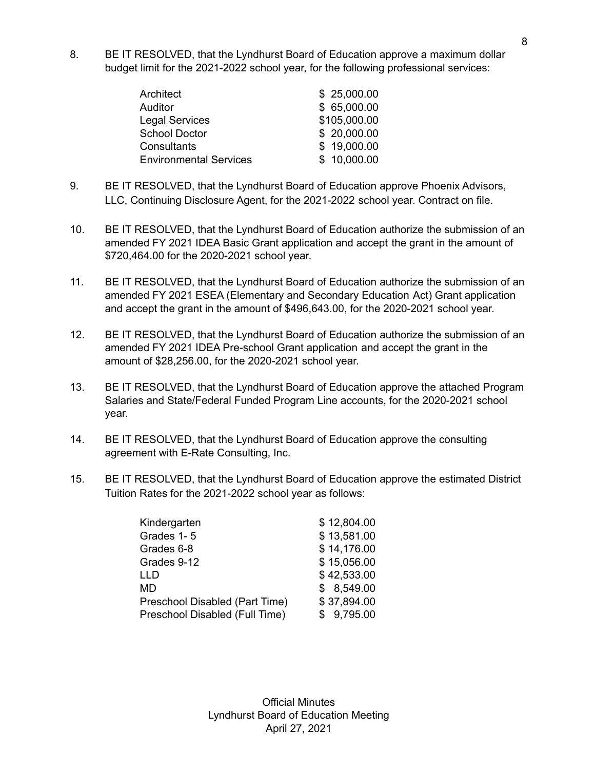8. BE IT RESOLVED, that the Lyndhurst Board of Education approve a maximum dollar budget limit for the 2021-2022 school year, for the following professional services:

| | |
|---|---|
| Architect | $ 25,000.00 |
| Auditor | $ 65,000.00 |
| Legal Services | $105,000.00 |
| School Doctor | $ 20,000.00 |
| Consultants | $ 19,000.00 |
| Environmental Services | $ 10,000.00 |

9. BE IT RESOLVED, that the Lyndhurst Board of Education approve Phoenix Advisors, LLC, Continuing Disclosure Agent, for the 2021-2022 school year. Contract on file.

10. BE IT RESOLVED, that the Lyndhurst Board of Education authorize the submission of an amended FY 2021 IDEA Basic Grant application and accept the grant in the amount of $720,464.00 for the 2020-2021 school year.

11. BE IT RESOLVED, that the Lyndhurst Board of Education authorize the submission of an amended FY 2021 ESEA (Elementary and Secondary Education Act) Grant application and accept the grant in the amount of $496,643.00, for the 2020-2021 school year.

12. BE IT RESOLVED, that the Lyndhurst Board of Education authorize the submission of an amended FY 2021 IDEA Pre-school Grant application and accept the grant in the amount of $28,256.00, for the 2020-2021 school year.

13. BE IT RESOLVED, that the Lyndhurst Board of Education approve the attached Program Salaries and State/Federal Funded Program Line accounts, for the 2020-2021 school year.

14. BE IT RESOLVED, that the Lyndhurst Board of Education approve the consulting agreement with E-Rate Consulting, Inc.

15. BE IT RESOLVED, that the Lyndhurst Board of Education approve the estimated District Tuition Rates for the 2021-2022 school year as follows:

| | |
|---|---|
| Kindergarten | $ 12,804.00 |
| Grades 1- 5 | $ 13,581.00 |
| Grades 6-8 | $ 14,176.00 |
| Grades 9-12 | $ 15,056.00 |
| LLD | $ 42,533.00 |
| MD | $ 8,549.00 |
| Preschool Disabled (Part Time) | $ 37,894.00 |
| Preschool Disabled (Full Time) | $ 9,795.00 |

Official Minutes
Lyndhurst Board of Education Meeting
April 27, 2021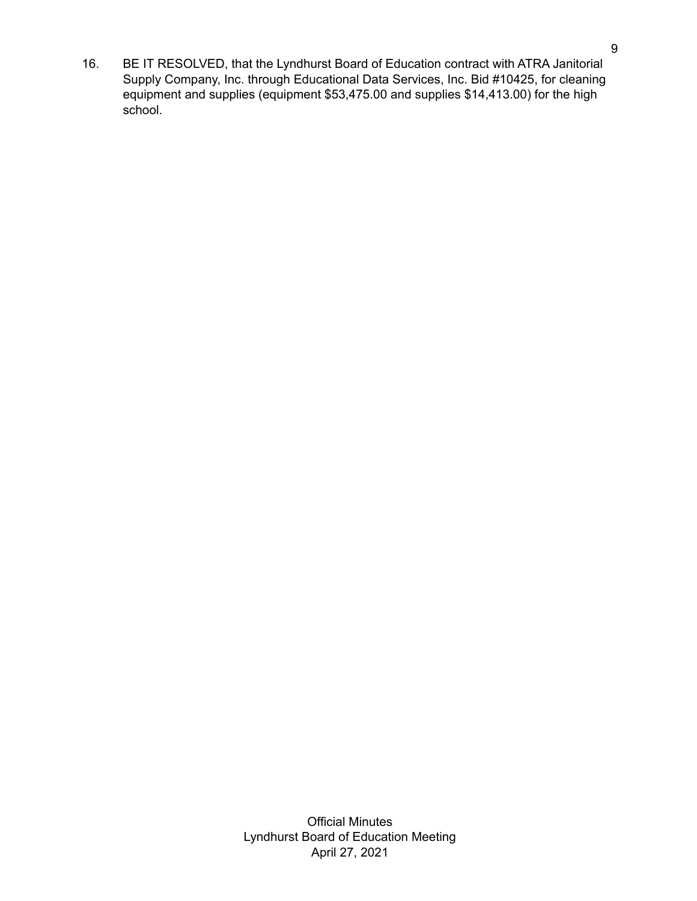16. BE IT RESOLVED, that the Lyndhurst Board of Education contract with ATRA Janitorial Supply Company, Inc. through Educational Data Services, Inc. Bid #10425, for cleaning equipment and supplies (equipment $53,475.00 and supplies $14,413.00) for the high school.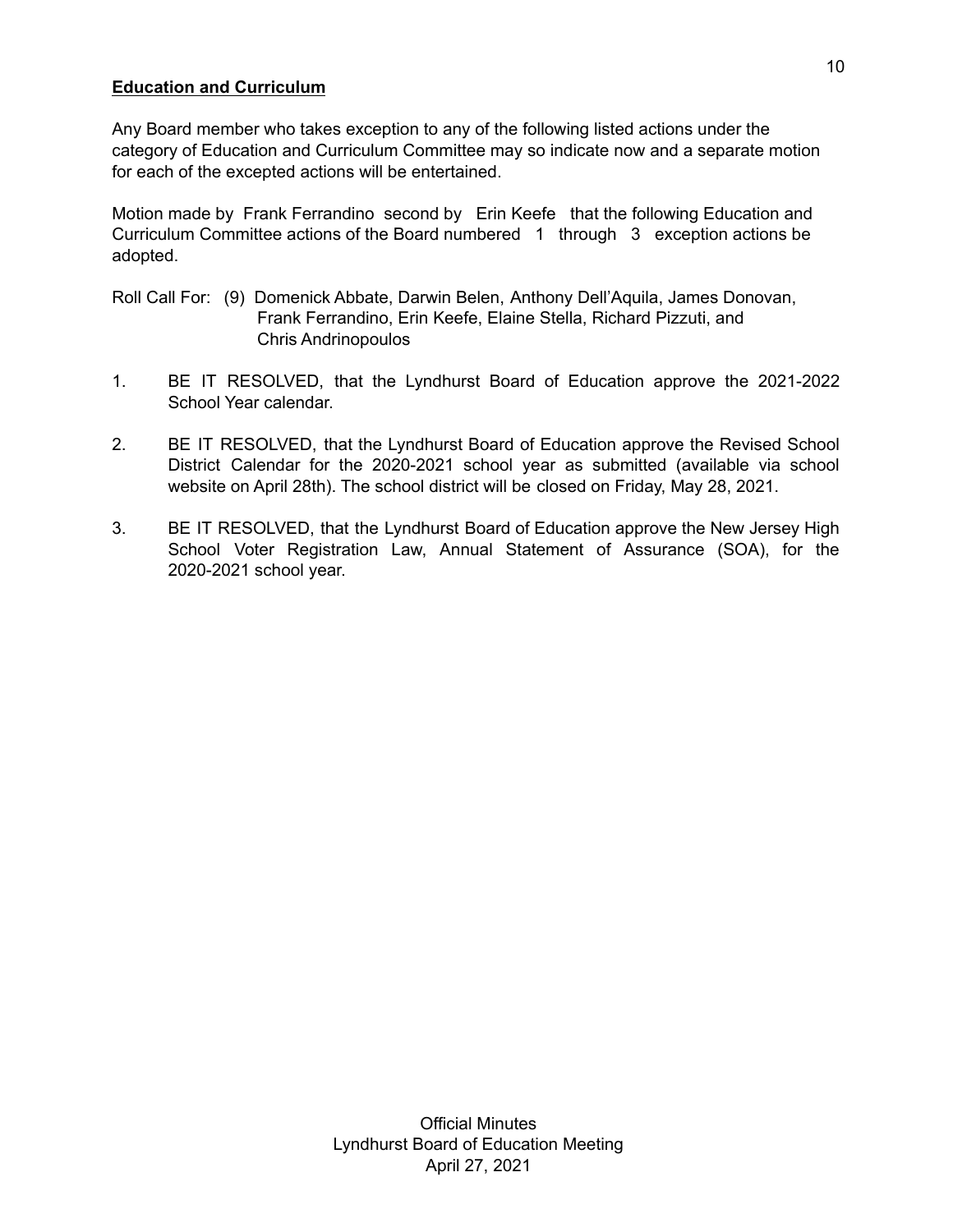**Education and Curriculum**

Any Board member who takes exception to any of the following listed actions under the category of Education and Curriculum Committee may so indicate now and a separate motion for each of the excepted actions will be entertained.

Motion made by Frank Ferrandino second by Erin Keefe that the following Education and Curriculum Committee actions of the Board numbered 1 through 3 exception actions be adopted.

Roll Call For: (9) Domenick Abbate, Darwin Belen, Anthony Dell'Aquila, James Donovan, Frank Ferrandino, Erin Keefe, Elaine Stella, Richard Pizzuti, and Chris Andrinopoulos

1. BE IT RESOLVED, that the Lyndhurst Board of Education approve the 2021-2022 School Year calendar.

2. BE IT RESOLVED, that the Lyndhurst Board of Education approve the Revised School District Calendar for the 2020-2021 school year as submitted (available via school website on April 28th). The school district will be closed on Friday, May 28, 2021.

3. BE IT RESOLVED, that the Lyndhurst Board of Education approve the New Jersey High School Voter Registration Law, Annual Statement of Assurance (SOA), for the 2020-2021 school year.

Official Minutes
Lyndhurst Board of Education Meeting
April 27, 2021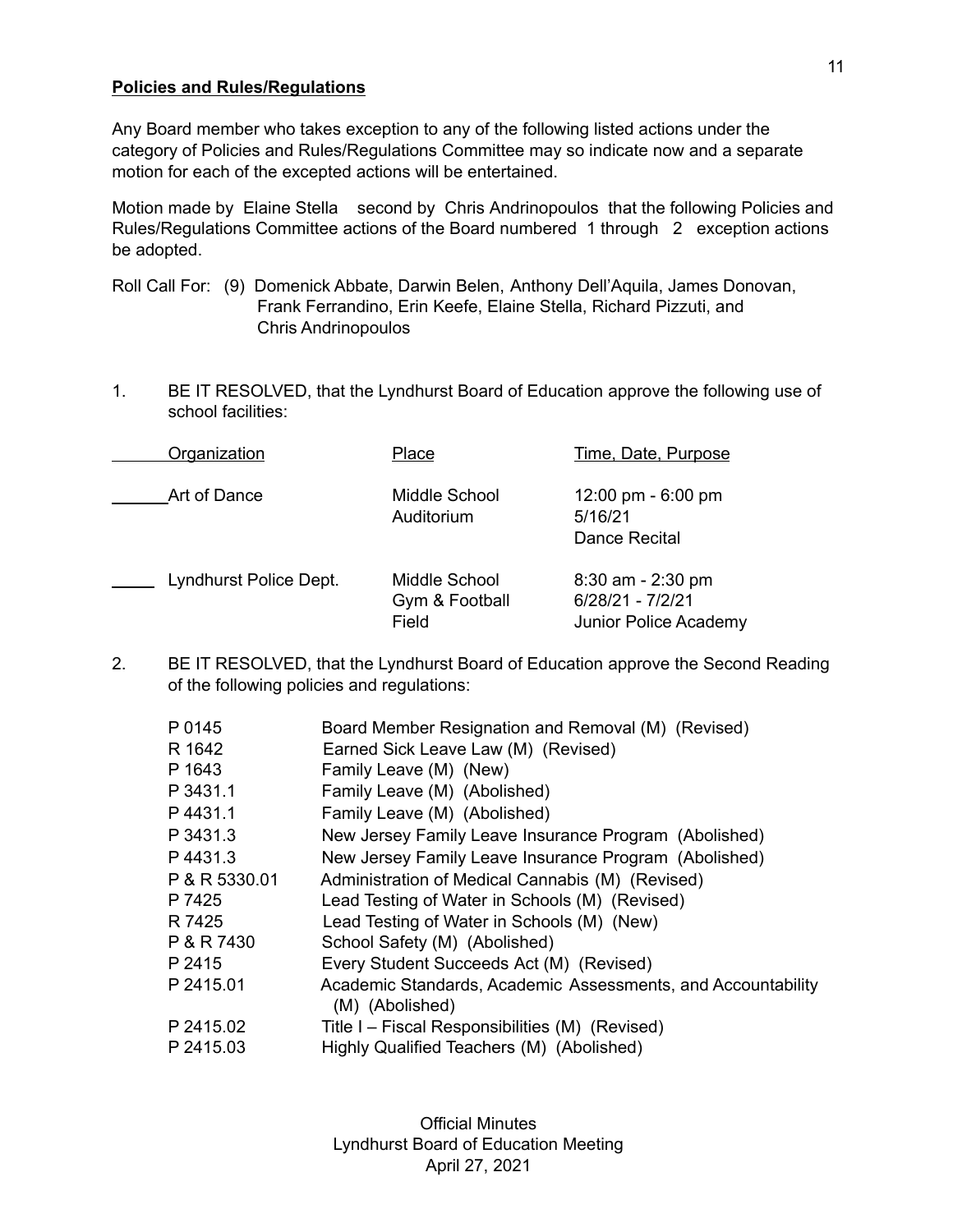**Policies and Rules/Regulations**

Any Board member who takes exception to any of the following listed actions under the category of Policies and Rules/Regulations Committee may so indicate now and a separate motion for each of the excepted actions will be entertained.

Motion made by Elaine Stella second by Chris Andrinopoulos that the following Policies and Rules/Regulations Committee actions of the Board numbered 1 through 2 exception actions be adopted.

Roll Call For: (9) Domenick Abbate, Darwin Belen, Anthony Dell'Aquila, James Donovan, Frank Ferrandino, Erin Keefe, Elaine Stella, Richard Pizzuti, and Chris Andrinopoulos

1. BE IT RESOLVED, that the Lyndhurst Board of Education approve the following use of school facilities:

| Organization | Place | Time, Date, Purpose |
|---|---|---|
| Art of Dance | Middle School Auditorium | 12:00 pm - 6:00 pm<br>5/16/21<br>Dance Recital |
| Lyndhurst Police Dept. | Middle School Gym & Football Field | 8:30 am - 2:30 pm<br>6/28/21 - 7/2/21<br>Junior Police Academy |

2. BE IT RESOLVED, that the Lyndhurst Board of Education approve the Second Reading of the following policies and regulations:

| | |
|---|---|
| P 0145 | Board Member Resignation and Removal (M) (Revised) |
| R 1642 | Earned Sick Leave Law (M) (Revised) |
| P 1643 | Family Leave (M) (New) |
| P 3431.1 | Family Leave (M) (Abolished) |
| P 4431.1 | Family Leave (M) (Abolished) |
| P 3431.3 | New Jersey Family Leave Insurance Program (Abolished) |
| P 4431.3 | New Jersey Family Leave Insurance Program (Abolished) |
| P & R 5330.01 | Administration of Medical Cannabis (M) (Revised) |
| P 7425 | Lead Testing of Water in Schools (M) (Revised) |
| R 7425 | Lead Testing of Water in Schools (M) (New) |
| P & R 7430 | School Safety (M) (Abolished) |
| P 2415 | Every Student Succeeds Act (M) (Revised) |
| P 2415.01 | Academic Standards, Academic Assessments, and Accountability (M) (Abolished) |
| P 2415.02 | Title I – Fiscal Responsibilities (M) (Revised) |
| P 2415.03 | Highly Qualified Teachers (M) (Abolished) |

Official Minutes
Lyndhurst Board of Education Meeting
April 27, 2021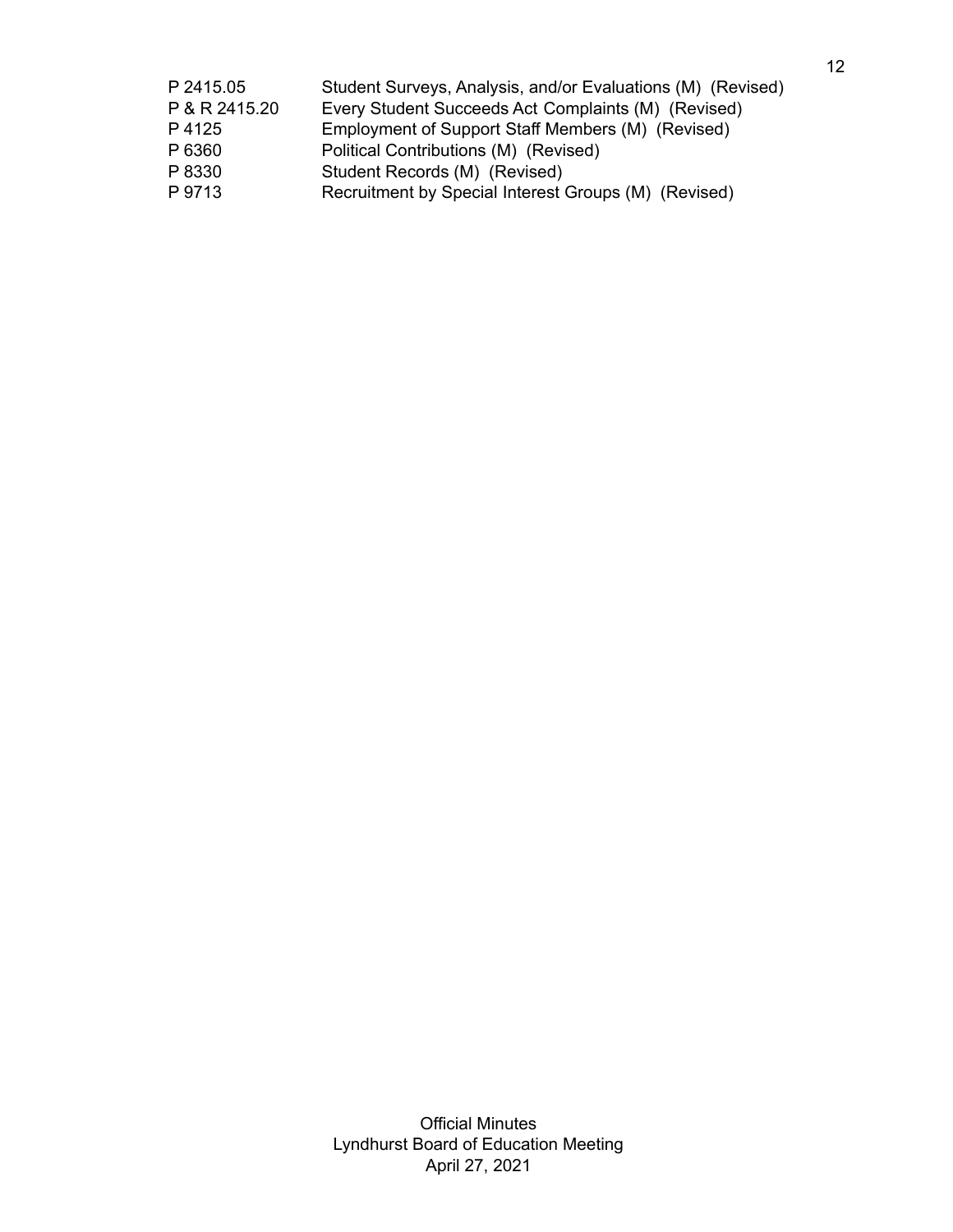| | |
|---|---|
| P 2415.05 | Student Surveys, Analysis, and/or Evaluations (M) (Revised) |
| P & R 2415.20 | Every Student Succeeds Act Complaints (M) (Revised) |
| P 4125 | Employment of Support Staff Members (M) (Revised) |
| P 6360 | Political Contributions (M) (Revised) |
| P 8330 | Student Records (M) (Revised) |
| P 9713 | Recruitment by Special Interest Groups (M) (Revised) |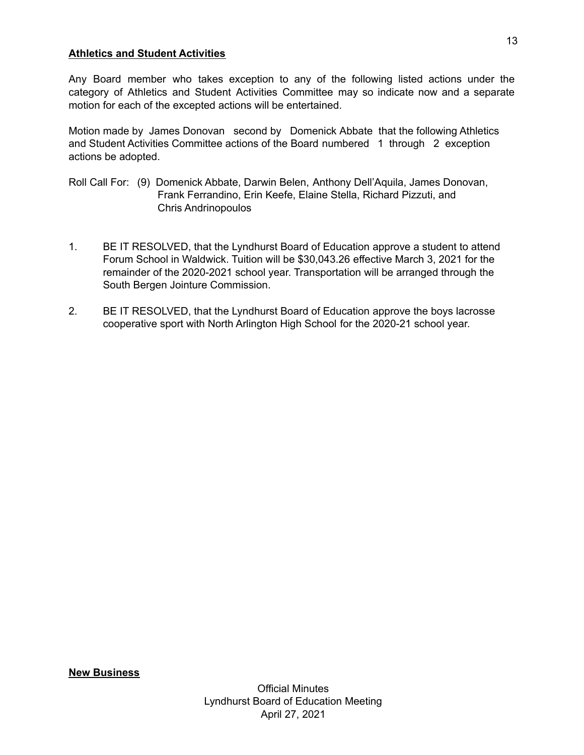**Athletics and Student Activities**

Any Board member who takes exception to any of the following listed actions under the category of Athletics and Student Activities Committee may so indicate now and a separate motion for each of the excepted actions will be entertained.

Motion made by James Donovan second by Domenick Abbate that the following Athletics and Student Activities Committee actions of the Board numbered 1 through 2 exception actions be adopted.

Roll Call For: (9) Domenick Abbate, Darwin Belen, Anthony Dell'Aquila, James Donovan, Frank Ferrandino, Erin Keefe, Elaine Stella, Richard Pizzuti, and Chris Andrinopoulos

1. BE IT RESOLVED, that the Lyndhurst Board of Education approve a student to attend Forum School in Waldwick. Tuition will be $30,043.26 effective March 3, 2021 for the remainder of the 2020-2021 school year. Transportation will be arranged through the South Bergen Jointure Commission.

2. BE IT RESOLVED, that the Lyndhurst Board of Education approve the boys lacrosse cooperative sport with North Arlington High School for the 2020-21 school year.

**New Business**

Official Minutes
Lyndhurst Board of Education Meeting
April 27, 2021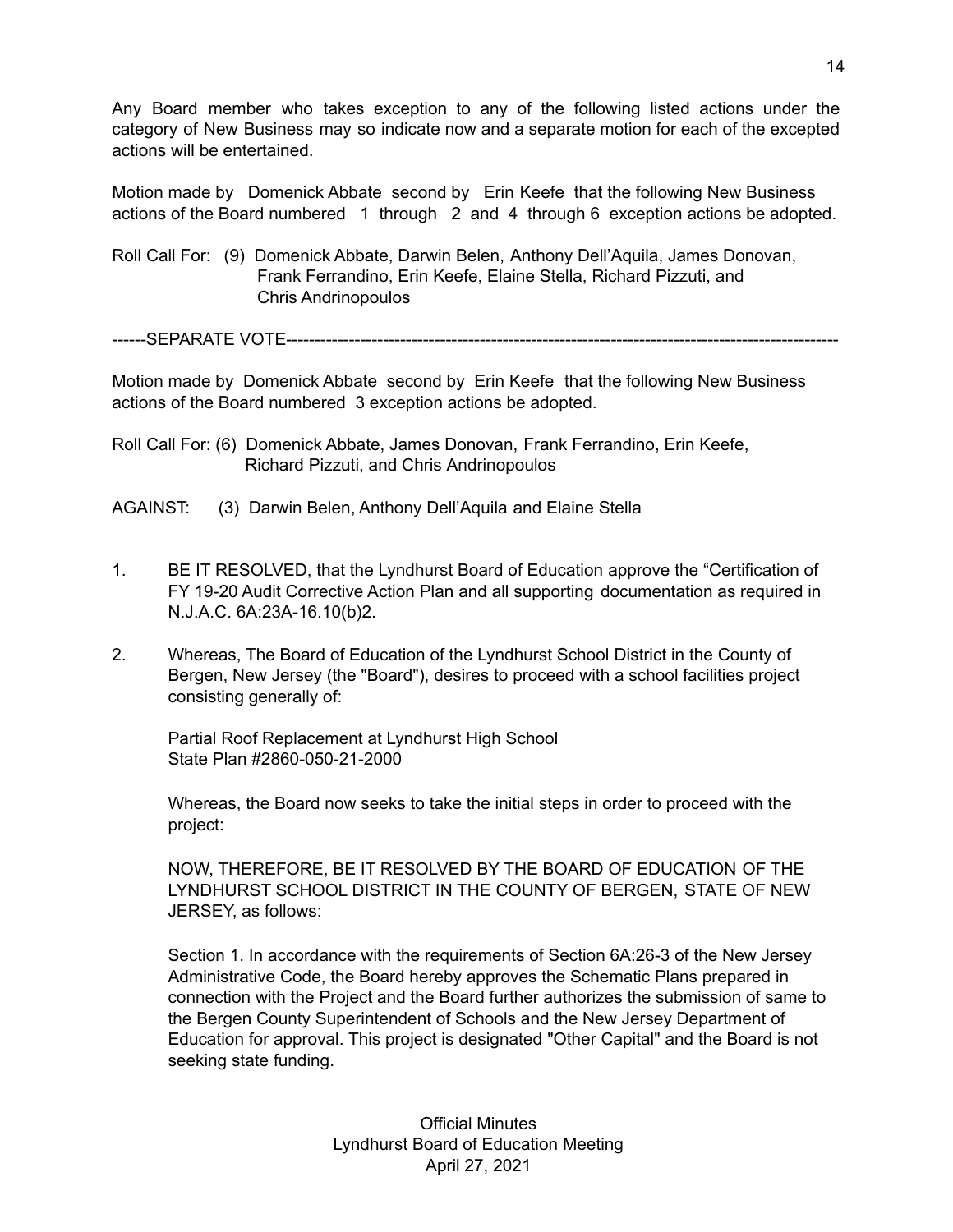Any Board member who takes exception to any of the following listed actions under the category of New Business may so indicate now and a separate motion for each of the excepted actions will be entertained.

Motion made by Domenick Abbate second by Erin Keefe that the following New Business actions of the Board numbered 1 through 2 and 4 through 6 exception actions be adopted.

Roll Call For: (9) Domenick Abbate, Darwin Belen, Anthony Dell'Aquila, James Donovan, Frank Ferrandino, Erin Keefe, Elaine Stella, Richard Pizzuti, and Chris Andrinopoulos

------SEPARATE VOTE------------------------------------------------------------------------------------------------

Motion made by Domenick Abbate second by Erin Keefe that the following New Business actions of the Board numbered 3 exception actions be adopted.

Roll Call For: (6) Domenick Abbate, James Donovan, Frank Ferrandino, Erin Keefe, Richard Pizzuti, and Chris Andrinopoulos

AGAINST: (3) Darwin Belen, Anthony Dell'Aquila and Elaine Stella

1. BE IT RESOLVED, that the Lyndhurst Board of Education approve the "Certification of FY 19-20 Audit Corrective Action Plan and all supporting documentation as required in N.J.A.C. 6A:23A-16.10(b)2.

2. Whereas, The Board of Education of the Lyndhurst School District in the County of Bergen, New Jersey (the "Board"), desires to proceed with a school facilities project consisting generally of:

   Partial Roof Replacement at Lyndhurst High School
   State Plan #2860-050-21-2000

   Whereas, the Board now seeks to take the initial steps in order to proceed with the project:

   NOW, THEREFORE, BE IT RESOLVED BY THE BOARD OF EDUCATION OF THE LYNDHURST SCHOOL DISTRICT IN THE COUNTY OF BERGEN, STATE OF NEW JERSEY, as follows:

   Section 1. In accordance with the requirements of Section 6A:26-3 of the New Jersey Administrative Code, the Board hereby approves the Schematic Plans prepared in connection with the Project and the Board further authorizes the submission of same to the Bergen County Superintendent of Schools and the New Jersey Department of Education for approval. This project is designated "Other Capital" and the Board is not seeking state funding.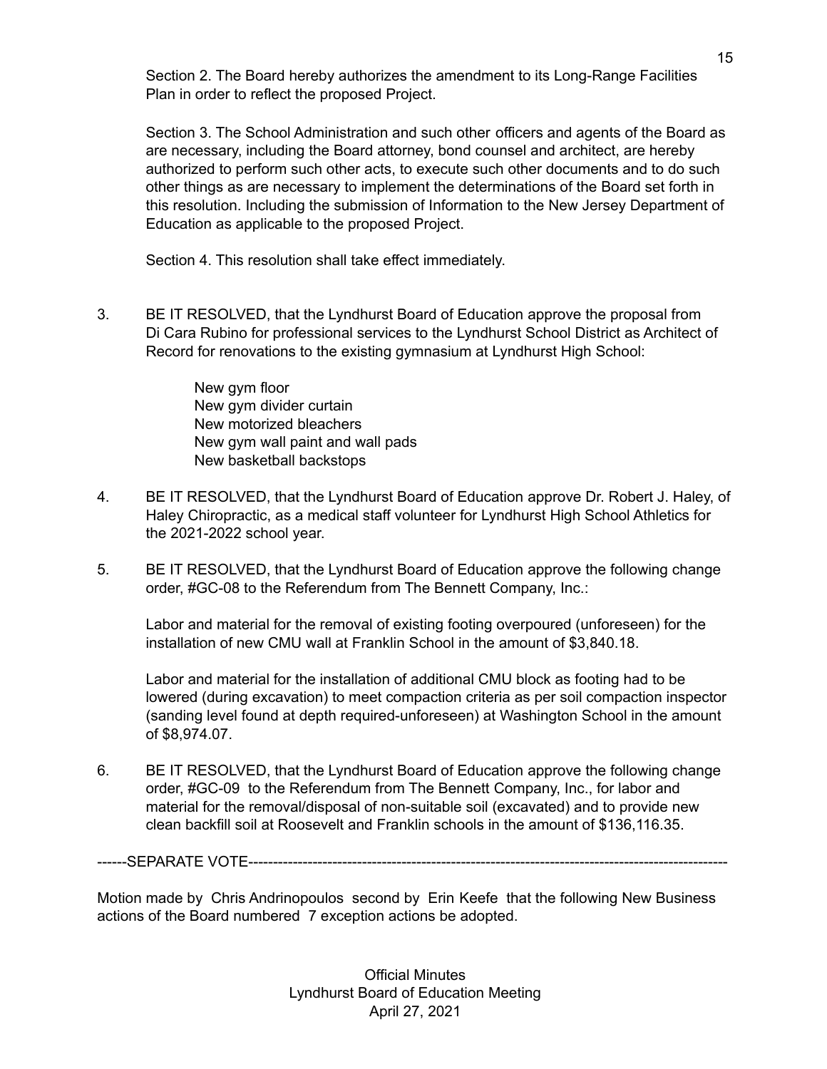Section 2. The Board hereby authorizes the amendment to its Long-Range Facilities Plan in order to reflect the proposed Project.

Section 3. The School Administration and such other officers and agents of the Board as are necessary, including the Board attorney, bond counsel and architect, are hereby authorized to perform such other acts, to execute such other documents and to do such other things as are necessary to implement the determinations of the Board set forth in this resolution. Including the submission of Information to the New Jersey Department of Education as applicable to the proposed Project.

Section 4. This resolution shall take effect immediately.

3. BE IT RESOLVED, that the Lyndhurst Board of Education approve the proposal from Di Cara Rubino for professional services to the Lyndhurst School District as Architect of Record for renovations to the existing gymnasium at Lyndhurst High School:

   New gym floor
   New gym divider curtain
   New motorized bleachers
   New gym wall paint and wall pads
   New basketball backstops

4. BE IT RESOLVED, that the Lyndhurst Board of Education approve Dr. Robert J. Haley, of Haley Chiropractic, as a medical staff volunteer for Lyndhurst High School Athletics for the 2021-2022 school year.

5. BE IT RESOLVED, that the Lyndhurst Board of Education approve the following change order, #GC-08 to the Referendum from The Bennett Company, Inc.:

   Labor and material for the removal of existing footing overpoured (unforeseen) for the installation of new CMU wall at Franklin School in the amount of $3,840.18.

   Labor and material for the installation of additional CMU block as footing had to be lowered (during excavation) to meet compaction criteria as per soil compaction inspector (sanding level found at depth required-unforeseen) at Washington School in the amount of $8,974.07.

6. BE IT RESOLVED, that the Lyndhurst Board of Education approve the following change order, #GC-09 to the Referendum from The Bennett Company, Inc., for labor and material for the removal/disposal of non-suitable soil (excavated) and to provide new clean backfill soil at Roosevelt and Franklin schools in the amount of $136,116.35.

------SEPARATE VOTE------------------------------------------------------------------------------------------------

Motion made by Chris Andrinopoulos second by Erin Keefe that the following New Business actions of the Board numbered 7 exception actions be adopted.

Official Minutes
Lyndhurst Board of Education Meeting
April 27, 2021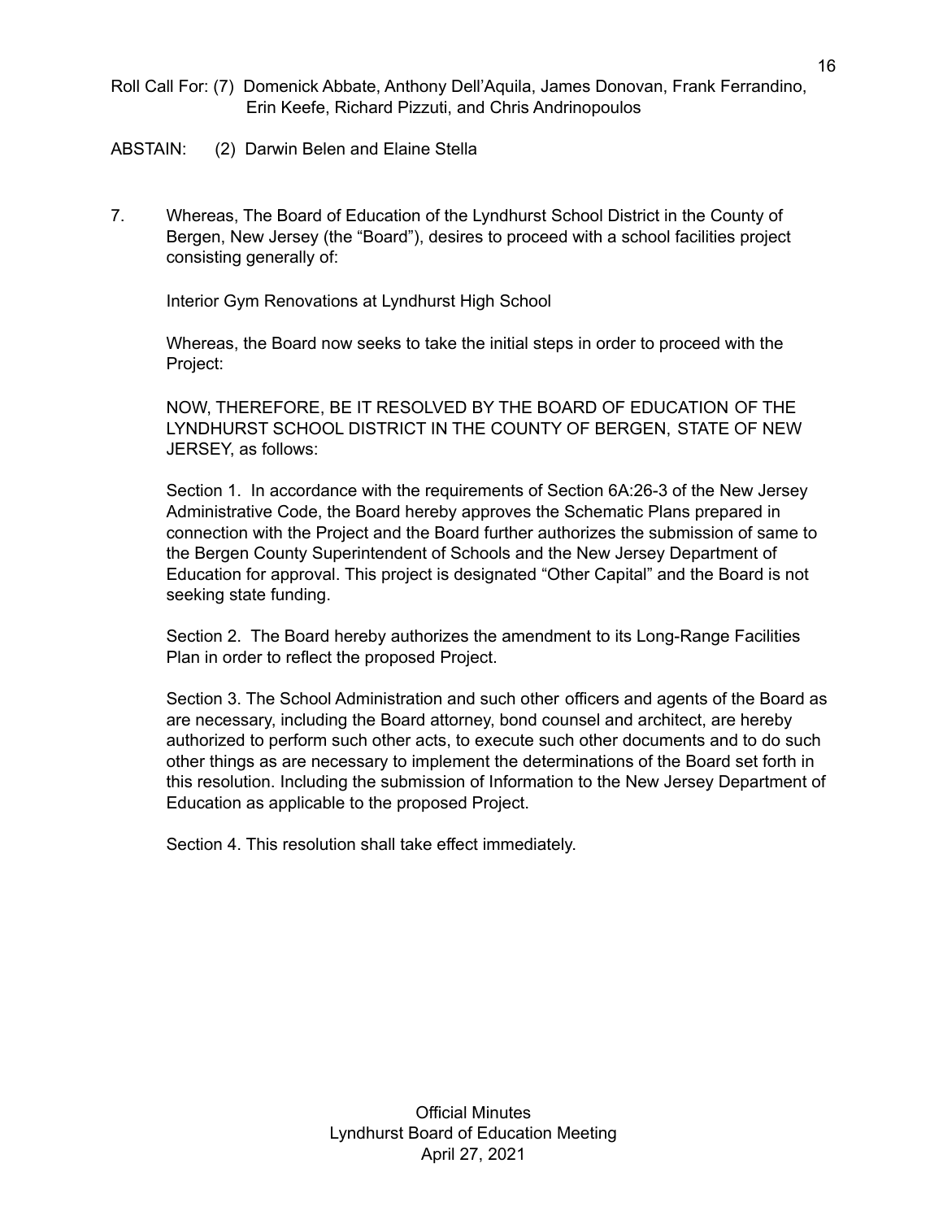Roll Call For: (7) Domenick Abbate, Anthony Dell'Aquila, James Donovan, Frank Ferrandino, Erin Keefe, Richard Pizzuti, and Chris Andrinopoulos

ABSTAIN: (2) Darwin Belen and Elaine Stella

7. Whereas, The Board of Education of the Lyndhurst School District in the County of Bergen, New Jersey (the "Board"), desires to proceed with a school facilities project consisting generally of:

   Interior Gym Renovations at Lyndhurst High School

   Whereas, the Board now seeks to take the initial steps in order to proceed with the Project:

   NOW, THEREFORE, BE IT RESOLVED BY THE BOARD OF EDUCATION OF THE LYNDHURST SCHOOL DISTRICT IN THE COUNTY OF BERGEN, STATE OF NEW JERSEY, as follows:

   Section 1. In accordance with the requirements of Section 6A:26-3 of the New Jersey Administrative Code, the Board hereby approves the Schematic Plans prepared in connection with the Project and the Board further authorizes the submission of same to the Bergen County Superintendent of Schools and the New Jersey Department of Education for approval. This project is designated "Other Capital" and the Board is not seeking state funding.

   Section 2. The Board hereby authorizes the amendment to its Long-Range Facilities Plan in order to reflect the proposed Project.

   Section 3. The School Administration and such other officers and agents of the Board as are necessary, including the Board attorney, bond counsel and architect, are hereby authorized to perform such other acts, to execute such other documents and to do such other things as are necessary to implement the determinations of the Board set forth in this resolution. Including the submission of Information to the New Jersey Department of Education as applicable to the proposed Project.

   Section 4. This resolution shall take effect immediately.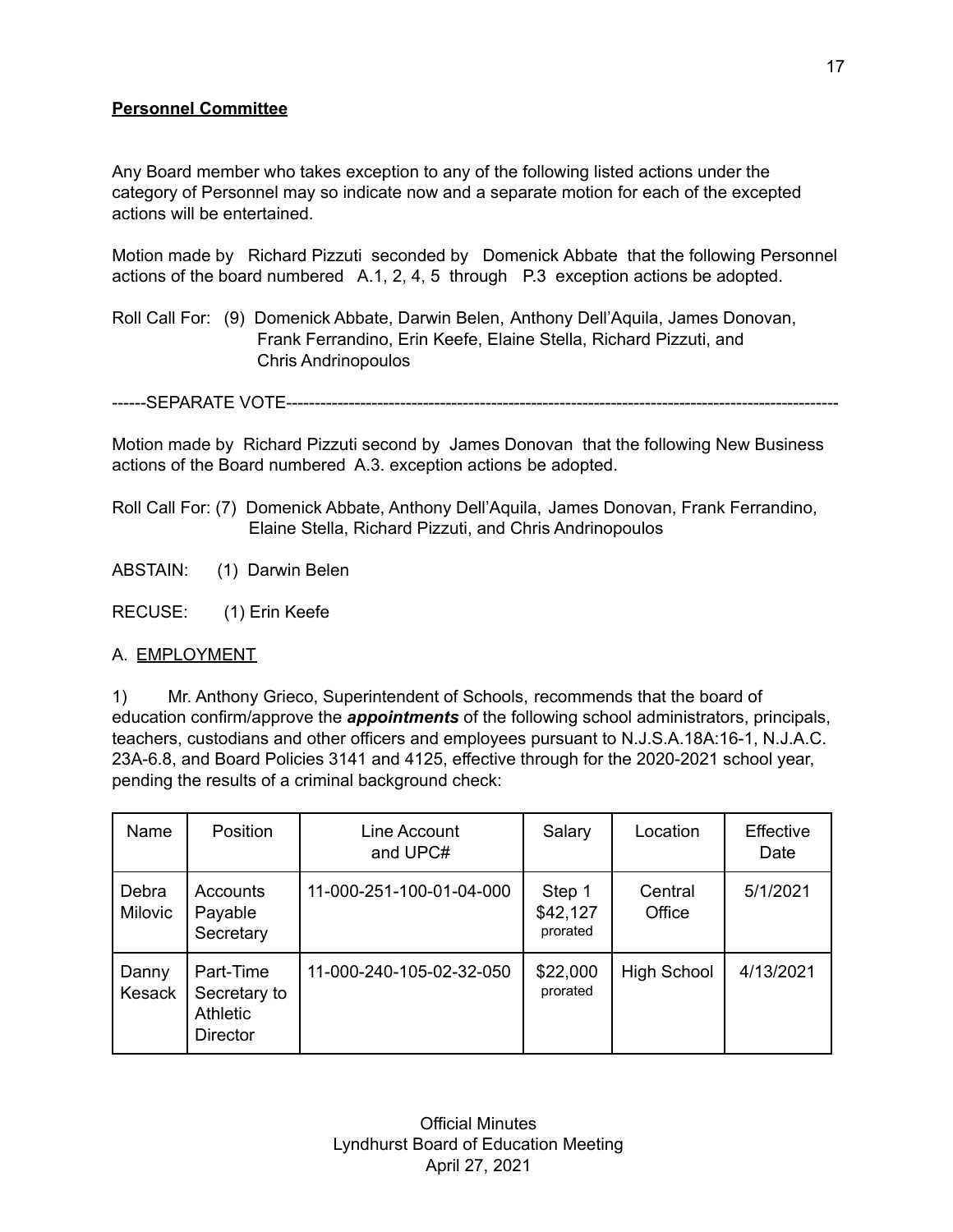**Personnel Committee**

Any Board member who takes exception to any of the following listed actions under the category of Personnel may so indicate now and a separate motion for each of the excepted actions will be entertained.

Motion made by Richard Pizzuti seconded by Domenick Abbate that the following Personnel actions of the board numbered A.1, 2, 4, 5 through P.3 exception actions be adopted.

Roll Call For: (9) Domenick Abbate, Darwin Belen, Anthony Dell'Aquila, James Donovan, Frank Ferrandino, Erin Keefe, Elaine Stella, Richard Pizzuti, and Chris Andrinopoulos

------SEPARATE VOTE----------------------------------------------------------------------------------------------

Motion made by Richard Pizzuti second by James Donovan that the following New Business actions of the Board numbered A.3. exception actions be adopted.

Roll Call For: (7) Domenick Abbate, Anthony Dell'Aquila, James Donovan, Frank Ferrandino, Elaine Stella, Richard Pizzuti, and Chris Andrinopoulos

ABSTAIN: (1) Darwin Belen

RECUSE: (1) Erin Keefe

A. EMPLOYMENT

1) Mr. Anthony Grieco, Superintendent of Schools, recommends that the board of education confirm/approve the ***appointments*** of the following school administrators, principals, teachers, custodians and other officers and employees pursuant to N.J.S.A.18A:16-1, N.J.A.C. 23A-6.8, and Board Policies 3141 and 4125, effective through for the 2020-2021 school year, pending the results of a criminal background check:

| Name | Position | Line Account and UPC# | Salary | Location | Effective Date |
|---|---|---|---|---|---|
| Debra Milovic | Accounts Payable Secretary | 11-000-251-100-01-04-000 | Step 1 $42,127 prorated | Central Office | 5/1/2021 |
| Danny Kesack | Part-Time Secretary to Athletic Director | 11-000-240-105-02-32-050 | $22,000 prorated | High School | 4/13/2021 |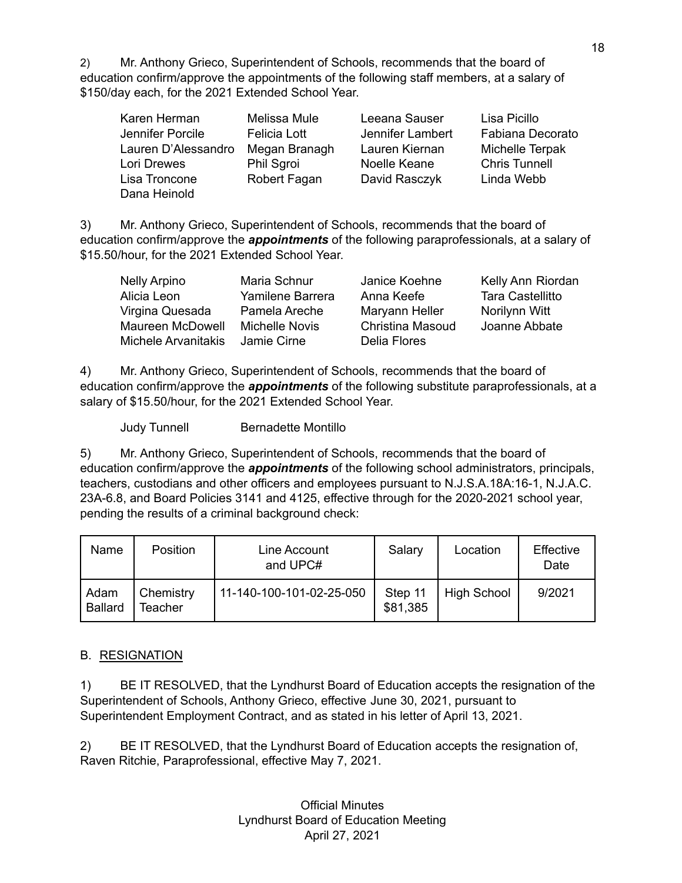2) Mr. Anthony Grieco, Superintendent of Schools, recommends that the board of education confirm/approve the appointments of the following staff members, at a salary of $150/day each, for the 2021 Extended School Year.

| | | | |
|---|---|---|---|
| Karen Herman | Melissa Mule | Leeana Sauser | Lisa Picillo |
| Jennifer Porcile | Felicia Lott | Jennifer Lambert | Fabiana Decorato |
| Lauren D'Alessandro | Megan Branagh | Lauren Kiernan | Michelle Terpak |
| Lori Drewes | Phil Sgroi | Noelle Keane | Chris Tunnell |
| Lisa Troncone | Robert Fagan | David Rasczyk | Linda Webb |
| Dana Heinold | | | |

3) Mr. Anthony Grieco, Superintendent of Schools, recommends that the board of education confirm/approve the ***appointments*** of the following paraprofessionals, at a salary of $15.50/hour, for the 2021 Extended School Year.

| | | | |
|---|---|---|---|
| Nelly Arpino | Maria Schnur | Janice Koehne | Kelly Ann Riordan |
| Alicia Leon | Yamilene Barrera | Anna Keefe | Tara Castellitto |
| Virgina Quesada | Pamela Areche | Maryann Heller | Norilynn Witt |
| Maureen McDowell | Michelle Novis | Christina Masoud | Joanne Abbate |
| Michele Arvanitakis | Jamie Cirne | Delia Flores | |

4) Mr. Anthony Grieco, Superintendent of Schools, recommends that the board of education confirm/approve the ***appointments*** of the following substitute paraprofessionals, at a salary of $15.50/hour, for the 2021 Extended School Year.

Judy Tunnell    Bernadette Montillo

5) Mr. Anthony Grieco, Superintendent of Schools, recommends that the board of education confirm/approve the ***appointments*** of the following school administrators, principals, teachers, custodians and other officers and employees pursuant to N.J.S.A.18A:16-1, N.J.A.C. 23A-6.8, and Board Policies 3141 and 4125, effective through for the 2020-2021 school year, pending the results of a criminal background check:

| Name | Position | Line Account and UPC# | Salary | Location | Effective Date |
|---|---|---|---|---|---|
| Adam Ballard | Chemistry Teacher | 11-140-100-101-02-25-050 | Step 11 $81,385 | High School | 9/2021 |

B. <u>RESIGNATION</u>

1) BE IT RESOLVED, that the Lyndhurst Board of Education accepts the resignation of the Superintendent of Schools, Anthony Grieco, effective June 30, 2021, pursuant to Superintendent Employment Contract, and as stated in his letter of April 13, 2021.

2) BE IT RESOLVED, that the Lyndhurst Board of Education accepts the resignation of, Raven Ritchie, Paraprofessional, effective May 7, 2021.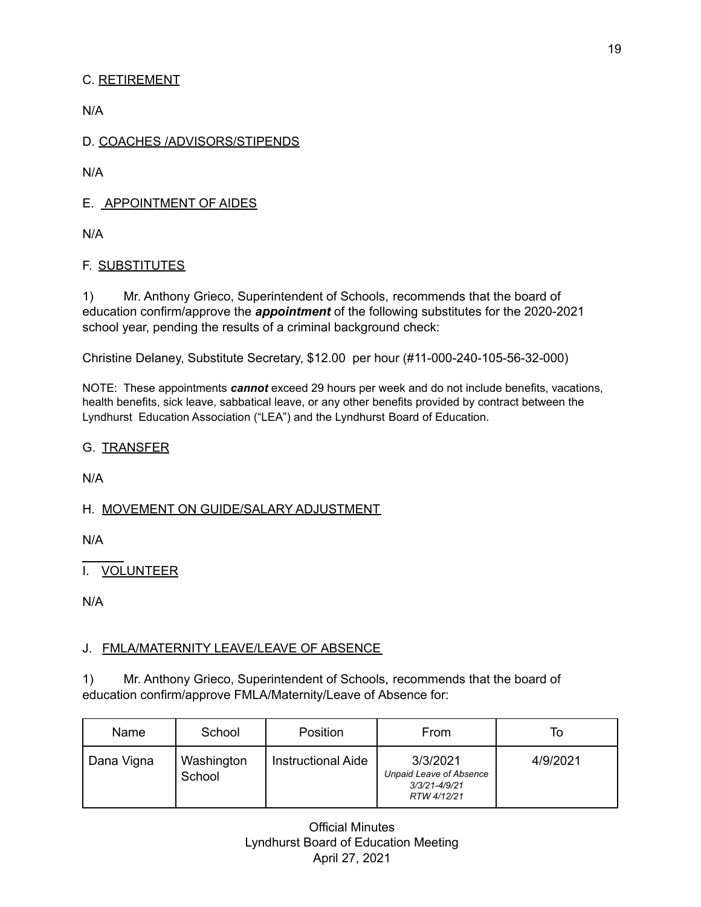C. <u>RETIREMENT</u>

N/A

D. <u>COACHES /ADVISORS/STIPENDS</u>

N/A

E. <u>APPOINTMENT OF AIDES</u>

N/A

F. <u>SUBSTITUTES</u>

1) Mr. Anthony Grieco, Superintendent of Schools, recommends that the board of education confirm/approve the ***appointment*** of the following substitutes for the 2020-2021 school year, pending the results of a criminal background check:

Christine Delaney, Substitute Secretary, $12.00 per hour (#11-000-240-105-56-32-000)

NOTE: These appointments ***cannot*** exceed 29 hours per week and do not include benefits, vacations, health benefits, sick leave, sabbatical leave, or any other benefits provided by contract between the Lyndhurst Education Association ("LEA") and the Lyndhurst Board of Education.

G. <u>TRANSFER</u>

N/A

H. <u>MOVEMENT ON GUIDE/SALARY ADJUSTMENT</u>

N/A

I. <u>VOLUNTEER</u>

N/A

J. <u>FMLA/MATERNITY LEAVE/LEAVE OF ABSENCE</u>

1) Mr. Anthony Grieco, Superintendent of Schools, recommends that the board of education confirm/approve FMLA/Maternity/Leave of Absence for:

| Name | School | Position | From | To |
|---|---|---|---|---|
| Dana Vigna | Washington School | Instructional Aide | 3/3/2021 *Unpaid Leave of Absence 3/3/21-4/9/21 RTW 4/12/21* | 4/9/2021 |

Official Minutes
Lyndhurst Board of Education Meeting
April 27, 2021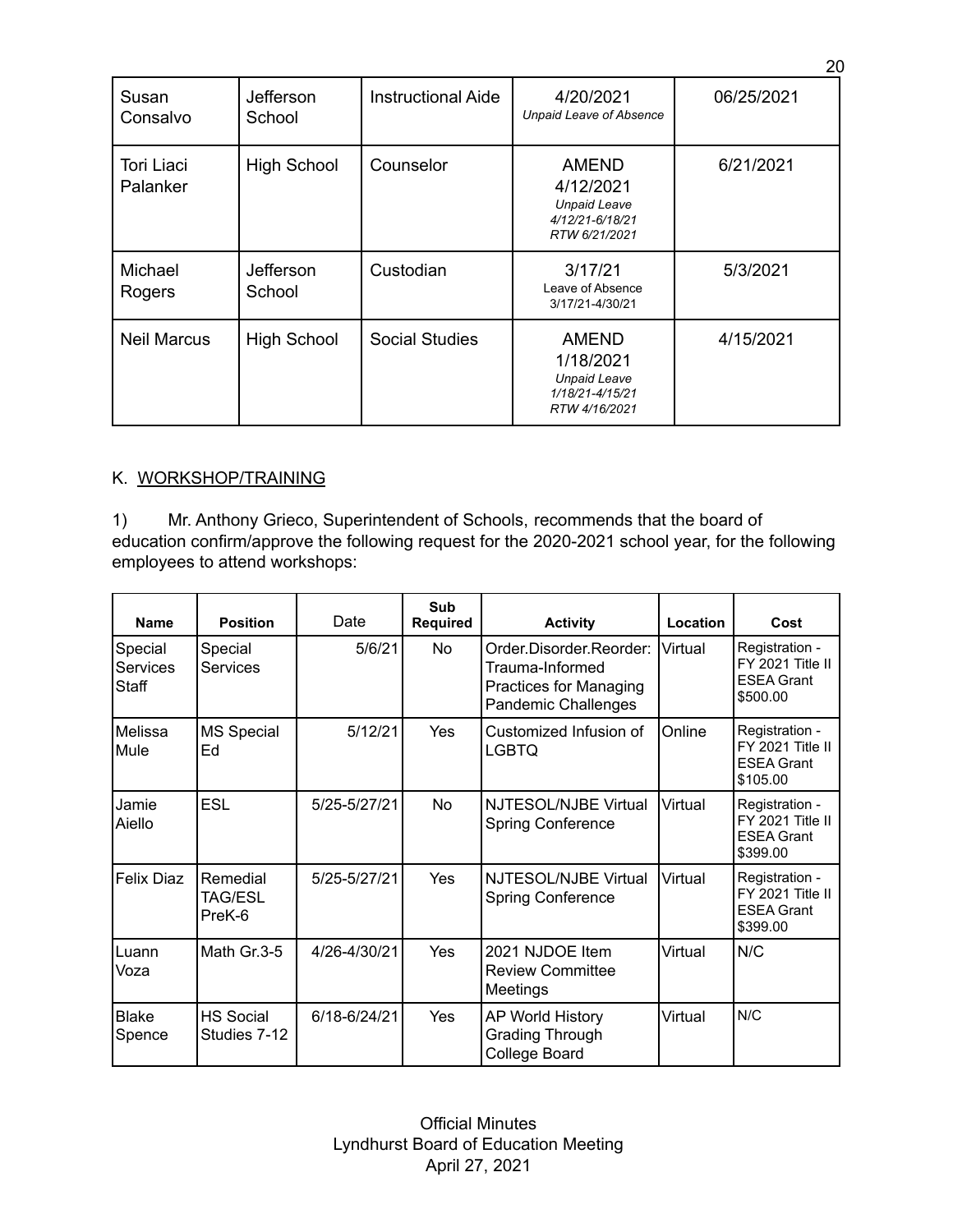| Susan Consalvo | Jefferson School | Instructional Aide | 4/20/2021 *Unpaid Leave of Absence* | 06/25/2021 |
|---|---|---|---|---|
| Tori Liaci Palanker | High School | Counselor | AMEND 4/12/2021 *Unpaid Leave 4/12/21-6/18/21 RTW 6/21/2021* | 6/21/2021 |
| Michael Rogers | Jefferson School | Custodian | 3/17/21 Leave of Absence 3/17/21-4/30/21 | 5/3/2021 |
| Neil Marcus | High School | Social Studies | AMEND 1/18/2021 *Unpaid Leave 1/18/21-4/15/21 RTW 4/16/2021* | 4/15/2021 |

K. <u>WORKSHOP/TRAINING</u>

1) Mr. Anthony Grieco, Superintendent of Schools, recommends that the board of education confirm/approve the following request for the 2020-2021 school year, for the following employees to attend workshops:

| Name | Position | Date | Sub Required | Activity | Location | Cost |
|---|---|---|---|---|---|---|
| Special Services Staff | Special Services | 5/6/21 | No | Order.Disorder.Reorder: Trauma-Informed Practices for Managing Pandemic Challenges | Virtual | Registration - FY 2021 Title II ESEA Grant $500.00 |
| Melissa Mule | MS Special Ed | 5/12/21 | Yes | Customized Infusion of LGBTQ | Online | Registration - FY 2021 Title II ESEA Grant $105.00 |
| Jamie Aiello | ESL | 5/25-5/27/21 | No | NJTESOL/NJBE Virtual Spring Conference | Virtual | Registration - FY 2021 Title II ESEA Grant $399.00 |
| Felix Diaz | Remedial TAG/ESL PreK-6 | 5/25-5/27/21 | Yes | NJTESOL/NJBE Virtual Spring Conference | Virtual | Registration - FY 2021 Title II ESEA Grant $399.00 |
| Luann Voza | Math Gr.3-5 | 4/26-4/30/21 | Yes | 2021 NJDOE Item Review Committee Meetings | Virtual | N/C |
| Blake Spence | HS Social Studies 7-12 | 6/18-6/24/21 | Yes | AP World History Grading Through College Board | Virtual | N/C |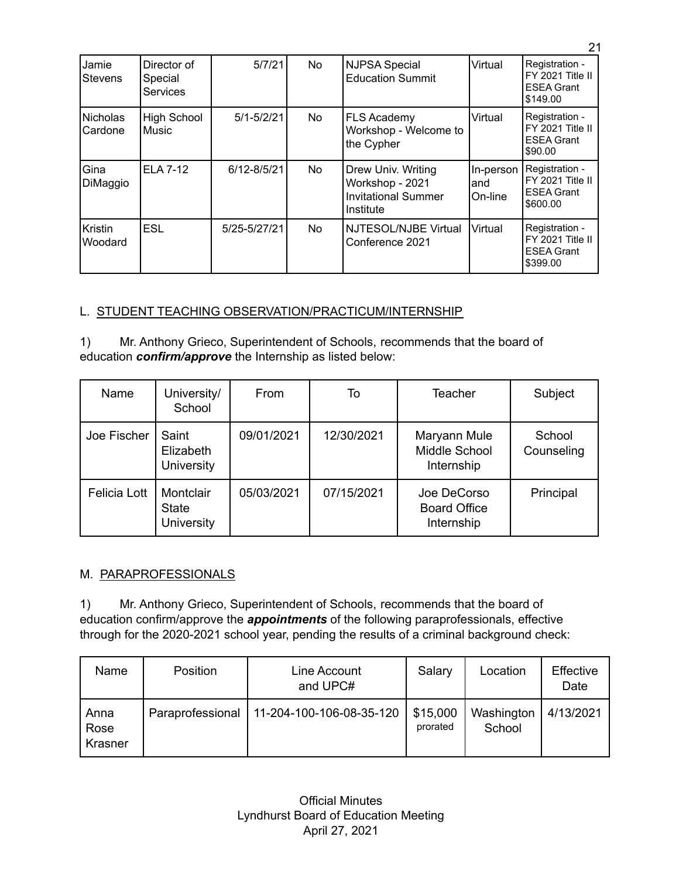| Jamie Stevens | Director of Special Services | 5/7/21 | No | NJPSA Special Education Summit | Virtual | Registration - FY 2021 Title II ESEA Grant $149.00 |
|---|---|---|---|---|---|---|
| Nicholas Cardone | High School Music | 5/1-5/2/21 | No | FLS Academy Workshop - Welcome to the Cypher | Virtual | Registration - FY 2021 Title II ESEA Grant $90.00 |
| Gina DiMaggio | ELA 7-12 | 6/12-8/5/21 | No | Drew Univ. Writing Workshop - 2021 Invitational Summer Institute | In-person and On-line | Registration - FY 2021 Title II ESEA Grant $600.00 |
| Kristin Woodard | ESL | 5/25-5/27/21 | No | NJTESOL/NJBE Virtual Conference 2021 | Virtual | Registration - FY 2021 Title II ESEA Grant $399.00 |

L. STUDENT TEACHING OBSERVATION/PRACTICUM/INTERNSHIP

1) Mr. Anthony Grieco, Superintendent of Schools, recommends that the board of education ***confirm/approve*** the Internship as listed below:

| Name | University/ School | From | To | Teacher | Subject |
|---|---|---|---|---|---|
| Joe Fischer | Saint Elizabeth University | 09/01/2021 | 12/30/2021 | Maryann Mule Middle School Internship | School Counseling |
| Felicia Lott | Montclair State University | 05/03/2021 | 07/15/2021 | Joe DeCorso Board Office Internship | Principal |

M. PARAPROFESSIONALS

1) Mr. Anthony Grieco, Superintendent of Schools, recommends that the board of education confirm/approve the ***appointments*** of the following paraprofessionals, effective through for the 2020-2021 school year, pending the results of a criminal background check:

| Name | Position | Line Account and UPC# | Salary | Location | Effective Date |
|---|---|---|---|---|---|
| Anna Rose Krasner | Paraprofessional | 11-204-100-106-08-35-120 | $15,000 prorated | Washington School | 4/13/2021 |

Official Minutes
Lyndhurst Board of Education Meeting
April 27, 2021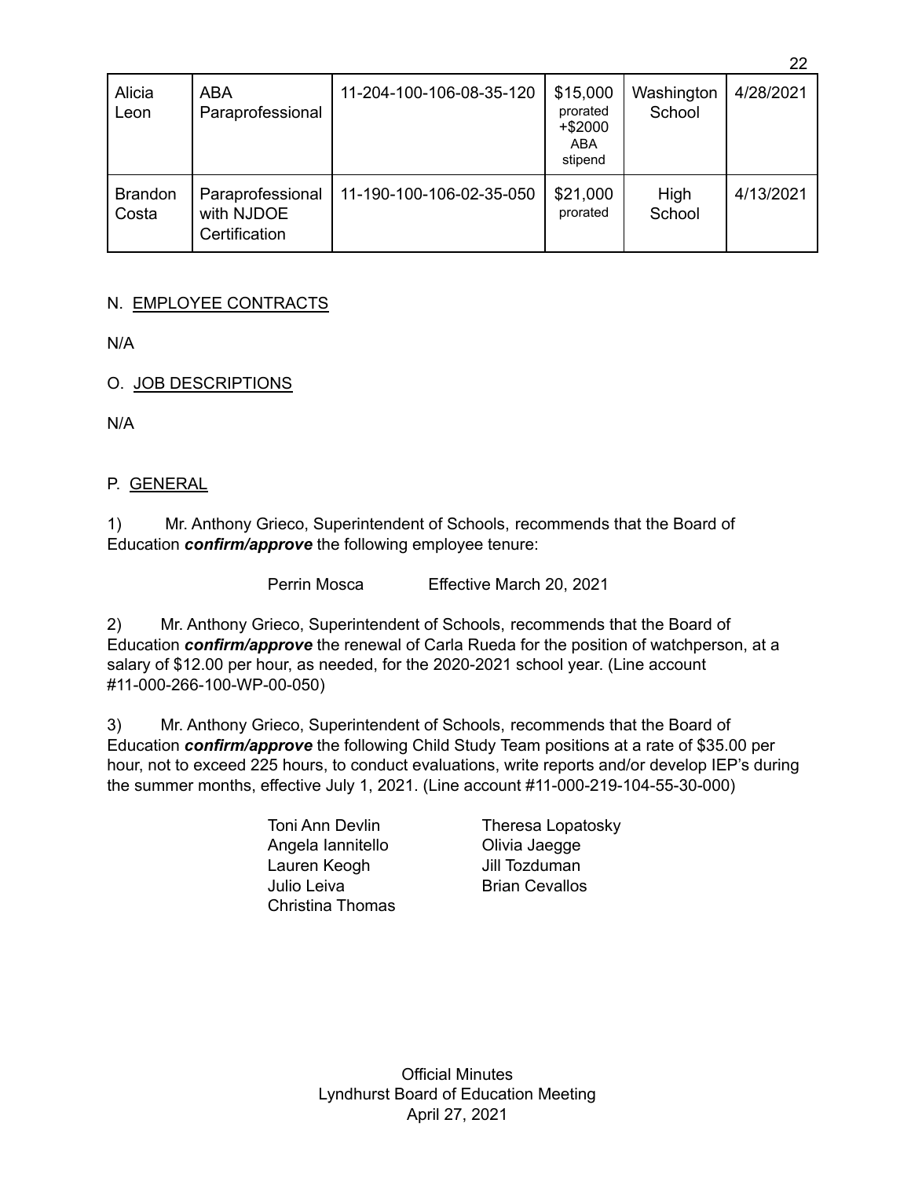| Alicia Leon | ABA Paraprofessional | 11-204-100-106-08-35-120 | $15,000 prorated +$2000 ABA stipend | Washington School | 4/28/2021 |
|---|---|---|---|---|---|
| Brandon Costa | Paraprofessional with NJDOE Certification | 11-190-100-106-02-35-050 | $21,000 prorated | High School | 4/13/2021 |

N. EMPLOYEE CONTRACTS

N/A

O. JOB DESCRIPTIONS

N/A

P. GENERAL

1) Mr. Anthony Grieco, Superintendent of Schools, recommends that the Board of Education ***confirm/approve*** the following employee tenure:

Perrin Mosca Effective March 20, 2021

2) Mr. Anthony Grieco, Superintendent of Schools, recommends that the Board of Education ***confirm/approve*** the renewal of Carla Rueda for the position of watchperson, at a salary of $12.00 per hour, as needed, for the 2020-2021 school year. (Line account #11-000-266-100-WP-00-050)

3) Mr. Anthony Grieco, Superintendent of Schools, recommends that the Board of Education ***confirm/approve*** the following Child Study Team positions at a rate of $35.00 per hour, not to exceed 225 hours, to conduct evaluations, write reports and/or develop IEP's during the summer months, effective July 1, 2021. (Line account #11-000-219-104-55-30-000)

Toni Ann Devlin
Angela Iannitello
Lauren Keogh
Julio Leiva
Christina Thomas
Theresa Lopatosky
Olivia Jaegge
Jill Tozduman
Brian Cevallos

Official Minutes
Lyndhurst Board of Education Meeting
April 27, 2021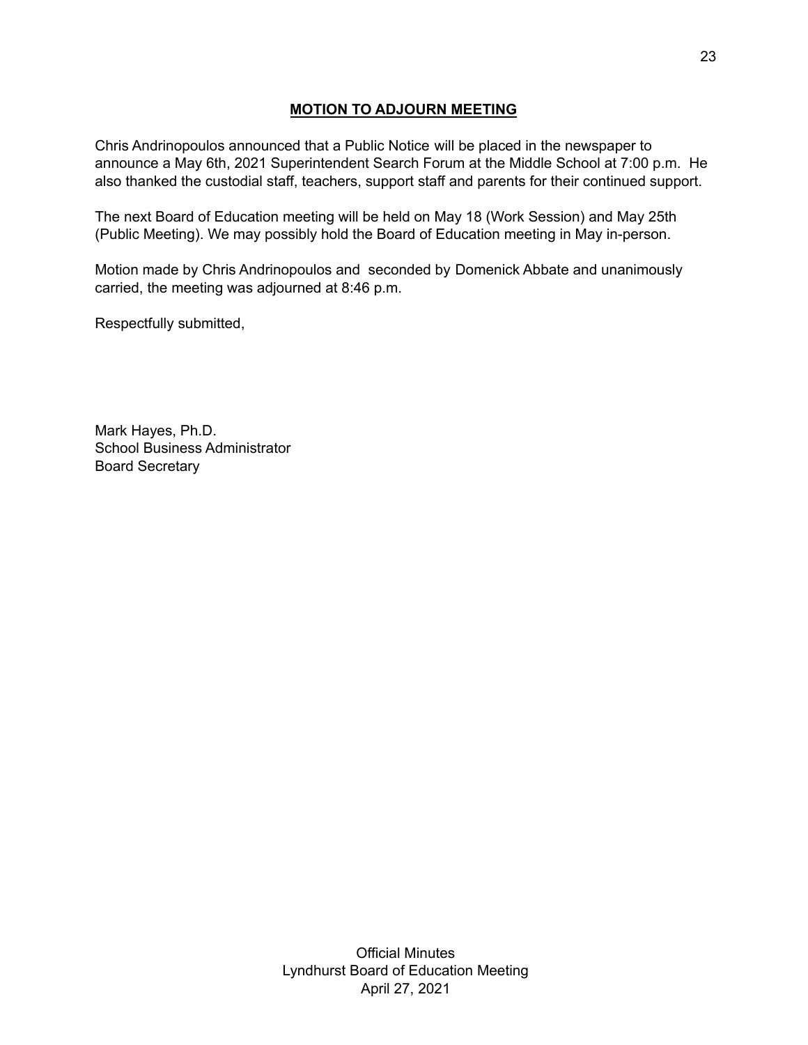## MOTION TO ADJOURN MEETING

Chris Andrinopoulos announced that a Public Notice will be placed in the newspaper to announce a May 6th, 2021 Superintendent Search Forum at the Middle School at 7:00 p.m. He also thanked the custodial staff, teachers, support staff and parents for their continued support.

The next Board of Education meeting will be held on May 18 (Work Session) and May 25th (Public Meeting). We may possibly hold the Board of Education meeting in May in-person.

Motion made by Chris Andrinopoulos and seconded by Domenick Abbate and unanimously carried, the meeting was adjourned at 8:46 p.m.

Respectfully submitted,

Mark Hayes, Ph.D.
School Business Administrator
Board Secretary